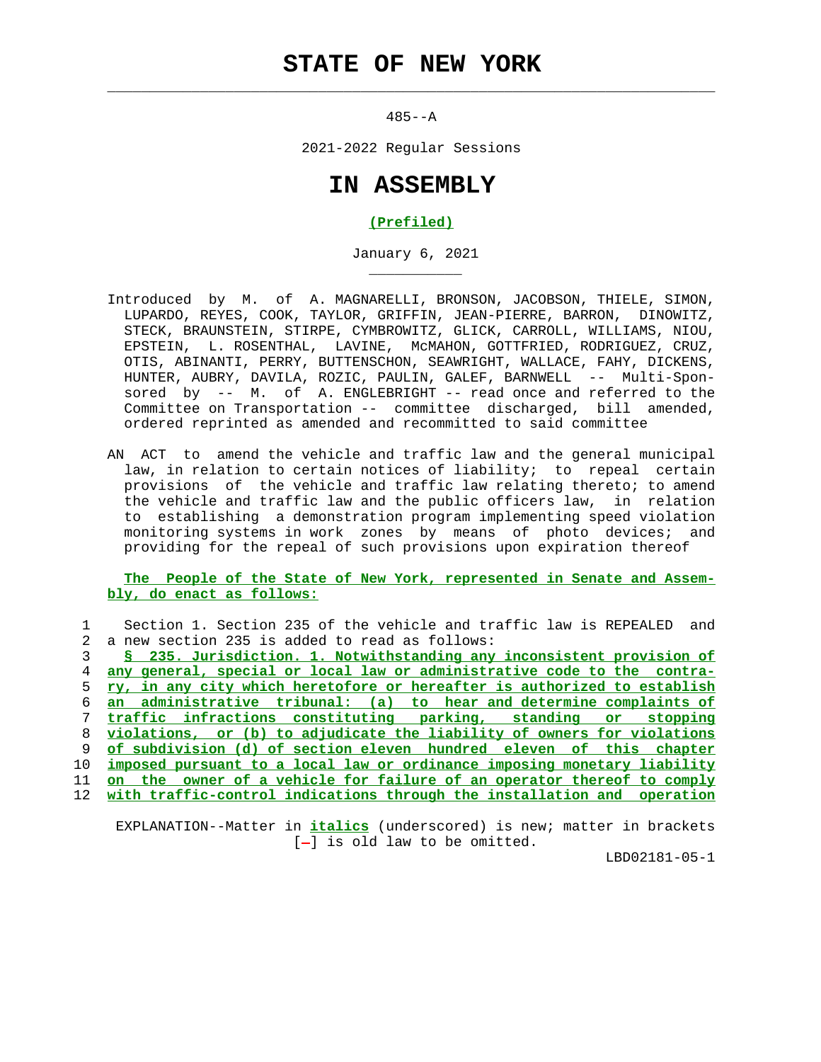# STATE OF NEW YORK

485--A

2021-2022 Regular Sessions

# IN ASSEMBLY

**(Prefiled)**

January 6, 2021

Introduced by M. of A. MAGNARELLI, BRONSON, JACOBSON, THIELE, SIMON, LUPARDO, REYES, COOK, TAYLOR, GRIFFIN, JEAN-PIERRE, BARRON, DINOWITZ, STECK, BRAUNSTEIN, STIRPE, CYMBROWITZ, GLICK, CARROLL, WILLIAMS, NIOU, EPSTEIN, L. ROSENTHAL, LAVINE, McMAHON, GOTTFRIED, RODRIGUEZ, CRUZ, OTIS, ABINANTI, PERRY, BUTTENSCHON, SEAWRIGHT, WALLACE, FAHY, DICKENS, HUNTER, AUBRY, DAVILA, ROZIC, PAULIN, GALEF, BARNWELL -- Multi-Sponsored by -- M. of A. ENGLEBRIGHT -- read once and referred to the Committee on Transportation -- committee discharged, bill amended, ordered reprinted as amended and recommitted to said committee

AN ACT to amend the vehicle and traffic law and the general municipal law, in relation to certain notices of liability; to repeal certain provisions of the vehicle and traffic law relating thereto; to amend the vehicle and traffic law and the public officers law, in relation to establishing a demonstration program implementing speed violation monitoring systems in work zones by means of photo devices; and providing for the repeal of such provisions upon expiration thereof

**The People of the State of New York, represented in Senate and Assembly, do enact as follows:**

1 Section 1. Section 235 of the vehicle and traffic law is REPEALED and
2 a new section 235 is added to read as follows:
3 **§ 235. Jurisdiction. 1. Notwithstanding any inconsistent provision of**
4 **any general, special or local law or administrative code to the contra-**
5 **ry, in any city which heretofore or hereafter is authorized to establish**
6 **an administrative tribunal: (a) to hear and determine complaints of**
7 **traffic infractions constituting parking, standing or stopping**
8 **violations, or (b) to adjudicate the liability of owners for violations**
9 **of subdivision (d) of section eleven hundred eleven of this chapter**
10 **imposed pursuant to a local law or ordinance imposing monetary liability**
11 **on the owner of a vehicle for failure of an operator thereof to comply**
12 **with traffic-control indications through the installation and operation**

EXPLANATION--Matter in ***italics*** (underscored) is new; matter in brackets [-] is old law to be omitted.

LBD02181-05-1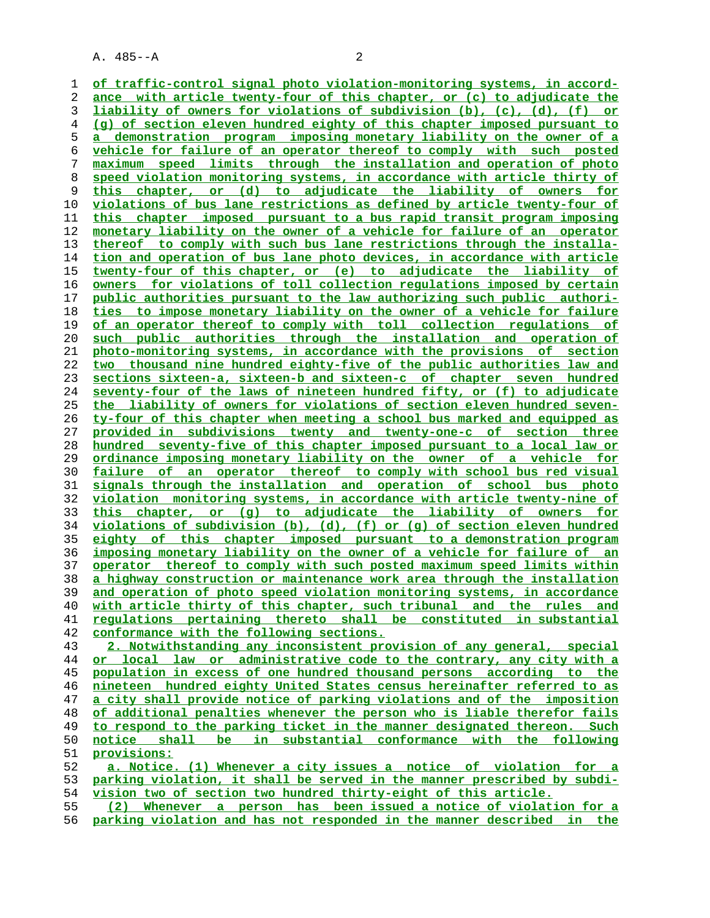of traffic-control signal photo violation-monitoring systems, in accordance with article twenty-four of this chapter, or (c) to adjudicate the liability of owners for violations of subdivision (b), (c), (d), (f) or (g) of section eleven hundred eighty of this chapter imposed pursuant to a demonstration program imposing monetary liability on the owner of a vehicle for failure of an operator thereof to comply with such posted maximum speed limits through the installation and operation of photo speed violation monitoring systems, in accordance with article thirty of this chapter, or (d) to adjudicate the liability of owners for violations of bus lane restrictions as defined by article twenty-four of this chapter imposed pursuant to a bus rapid transit program imposing monetary liability on the owner of a vehicle for failure of an operator thereof to comply with such bus lane restrictions through the installation and operation of bus lane photo devices, in accordance with article twenty-four of this chapter, or (e) to adjudicate the liability of owners for violations of toll collection regulations imposed by certain public authorities pursuant to the law authorizing such public authorities to impose monetary liability on the owner of a vehicle for failure of an operator thereof to comply with toll collection regulations of such public authorities through the installation and operation of photo-monitoring systems, in accordance with the provisions of section two thousand nine hundred eighty-five of the public authorities law and sections sixteen-a, sixteen-b and sixteen-c of chapter seven hundred seventy-four of the laws of nineteen hundred fifty, or (f) to adjudicate the liability of owners for violations of section eleven hundred seventy-four of this chapter when meeting a school bus marked and equipped as provided in subdivisions twenty and twenty-one-c of section three hundred seventy-five of this chapter imposed pursuant to a local law or ordinance imposing monetary liability on the owner of a vehicle for failure of an operator thereof to comply with school bus red visual signals through the installation and operation of school bus photo violation monitoring systems, in accordance with article twenty-nine of this chapter, or (g) to adjudicate the liability of owners for violations of subdivision (b), (d), (f) or (g) of section eleven hundred eighty of this chapter imposed pursuant to a demonstration program imposing monetary liability on the owner of a vehicle for failure of an operator thereof to comply with such posted maximum speed limits within a highway construction or maintenance work area through the installation and operation of photo speed violation monitoring systems, in accordance with article thirty of this chapter, such tribunal and the rules and regulations pertaining thereto shall be constituted in substantial conformance with the following sections.

2. Notwithstanding any inconsistent provision of any general, special or local law or administrative code to the contrary, any city with a population in excess of one hundred thousand persons according to the nineteen hundred eighty United States census hereinafter referred to as a city shall provide notice of parking violations and of the imposition of additional penalties whenever the person who is liable therefor fails to respond to the parking ticket in the manner designated thereon. Such notice shall be in substantial conformance with the following provisions:

a. Notice. (1) Whenever a city issues a notice of violation for a parking violation, it shall be served in the manner prescribed by subdivision two of section two hundred thirty-eight of this article.

(2) Whenever a person has been issued a notice of violation for a parking violation and has not responded in the manner described in the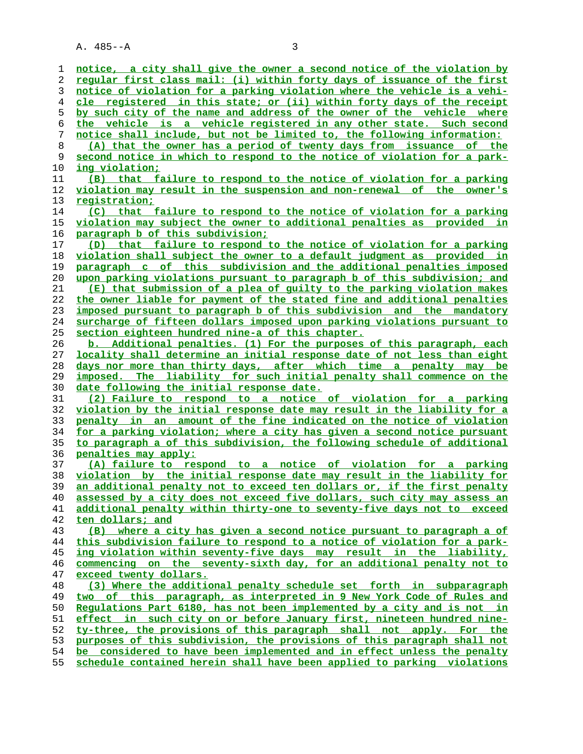notice, a city shall give the owner a second notice of the violation by regular first class mail: (i) within forty days of issuance of the first notice of violation for a parking violation where the vehicle is a vehicle registered in this state; or (ii) within forty days of the receipt by such city of the name and address of the owner of the vehicle where the vehicle is a vehicle registered in any other state. Such second notice shall include, but not be limited to, the following information:

(A) that the owner has a period of twenty days from issuance of the second notice in which to respond to the notice of violation for a parking violation;

(B) that failure to respond to the notice of violation for a parking violation may result in the suspension and non-renewal of the owner's registration;

(C) that failure to respond to the notice of violation for a parking violation may subject the owner to additional penalties as provided in paragraph b of this subdivision;

(D) that failure to respond to the notice of violation for a parking violation shall subject the owner to a default judgment as provided in paragraph c of this subdivision and the additional penalties imposed upon parking violations pursuant to paragraph b of this subdivision; and

(E) that submission of a plea of guilty to the parking violation makes the owner liable for payment of the stated fine and additional penalties imposed pursuant to paragraph b of this subdivision and the mandatory surcharge of fifteen dollars imposed upon parking violations pursuant to section eighteen hundred nine-a of this chapter.

b. Additional penalties. (1) For the purposes of this paragraph, each locality shall determine an initial response date of not less than eight days nor more than thirty days, after which time a penalty may be imposed. The liability for such initial penalty shall commence on the date following the initial response date.

(2) Failure to respond to a notice of violation for a parking violation by the initial response date may result in the liability for a penalty in an amount of the fine indicated on the notice of violation for a parking violation; where a city has given a second notice pursuant to paragraph a of this subdivision, the following schedule of additional penalties may apply:

(A) failure to respond to a notice of violation for a parking violation by the initial response date may result in the liability for an additional penalty not to exceed ten dollars or, if the first penalty assessed by a city does not exceed five dollars, such city may assess an additional penalty within thirty-one to seventy-five days not to exceed ten dollars; and

(B) where a city has given a second notice pursuant to paragraph a of this subdivision failure to respond to a notice of violation for a parking violation within seventy-five days may result in the liability, commencing on the seventy-sixth day, for an additional penalty not to exceed twenty dollars.

(3) Where the additional penalty schedule set forth in subparagraph two of this paragraph, as interpreted in 9 New York Code of Rules and Regulations Part 6180, has not been implemented by a city and is not in effect in such city on or before January first, nineteen hundred ninety-three, the provisions of this paragraph shall not apply. For the purposes of this subdivision, the provisions of this paragraph shall not be considered to have been implemented and in effect unless the penalty schedule contained herein shall have been applied to parking violations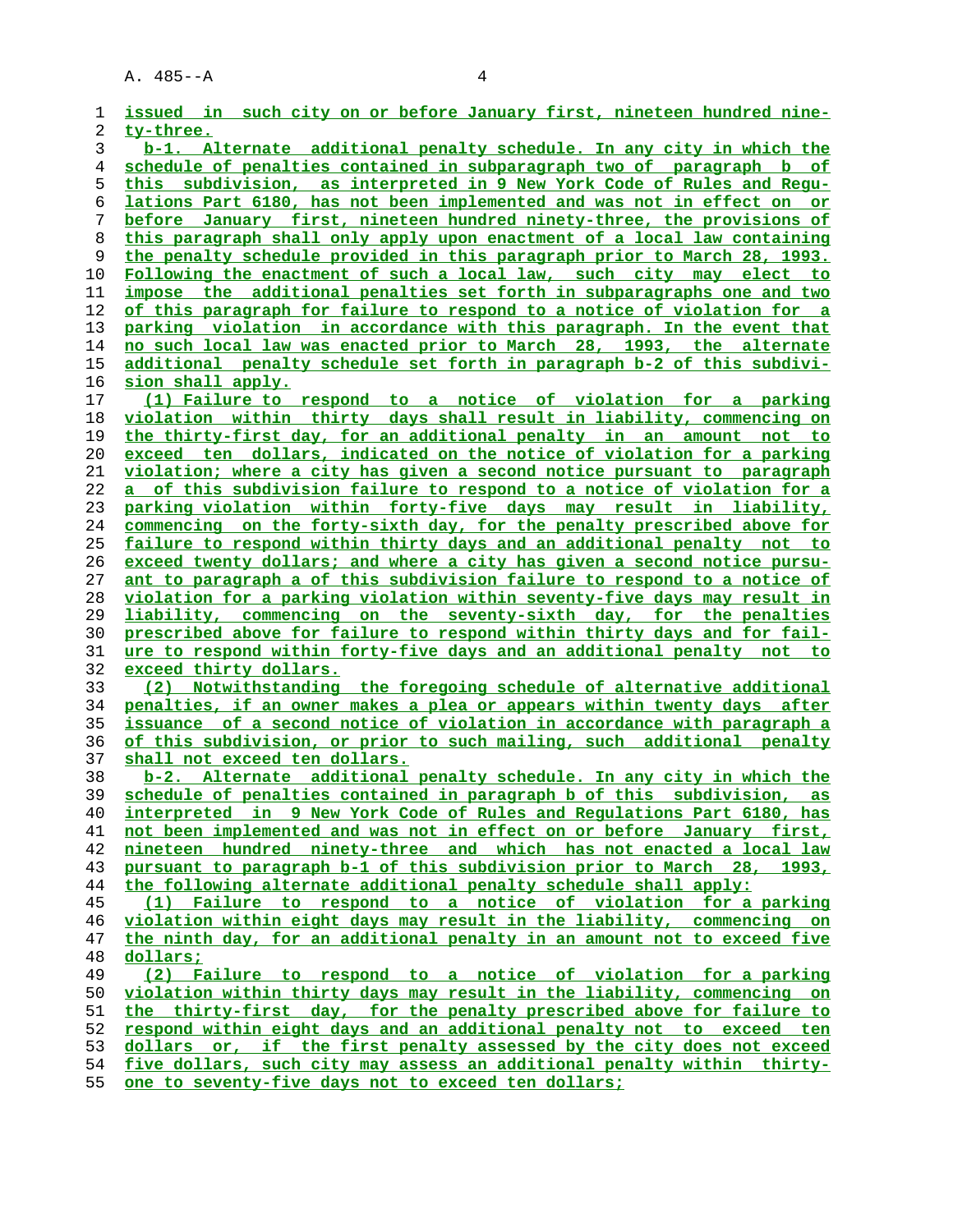issued in such city on or before January first, nineteen hundred ninety-three.

b-1. Alternate additional penalty schedule. In any city in which the schedule of penalties contained in subparagraph two of paragraph b of this subdivision, as interpreted in 9 New York Code of Rules and Regulations Part 6180, has not been implemented and was not in effect on or before January first, nineteen hundred ninety-three, the provisions of this paragraph shall only apply upon enactment of a local law containing the penalty schedule provided in this paragraph prior to March 28, 1993. Following the enactment of such a local law, such city may elect to impose the additional penalties set forth in subparagraphs one and two of this paragraph for failure to respond to a notice of violation for a parking violation in accordance with this paragraph. In the event that no such local law was enacted prior to March 28, 1993, the alternate additional penalty schedule set forth in paragraph b-2 of this subdivision shall apply.

(1) Failure to respond to a notice of violation for a parking violation within thirty days shall result in liability, commencing on the thirty-first day, for an additional penalty in an amount not to exceed ten dollars, indicated on the notice of violation for a parking violation; where a city has given a second notice pursuant to paragraph a of this subdivision failure to respond to a notice of violation for a parking violation within forty-five days may result in liability, commencing on the forty-sixth day, for the penalty prescribed above for failure to respond within thirty days and an additional penalty not to exceed twenty dollars; and where a city has given a second notice pursuant to paragraph a of this subdivision failure to respond to a notice of violation for a parking violation within seventy-five days may result in liability, commencing on the seventy-sixth day, for the penalties prescribed above for failure to respond within thirty days and for failure to respond within forty-five days and an additional penalty not to exceed thirty dollars.

(2) Notwithstanding the foregoing schedule of alternative additional penalties, if an owner makes a plea or appears within twenty days after issuance of a second notice of violation in accordance with paragraph a of this subdivision, or prior to such mailing, such additional penalty shall not exceed ten dollars.

b-2. Alternate additional penalty schedule. In any city in which the schedule of penalties contained in paragraph b of this subdivision, as interpreted in 9 New York Code of Rules and Regulations Part 6180, has not been implemented and was not in effect on or before January first, nineteen hundred ninety-three and which has not enacted a local law pursuant to paragraph b-1 of this subdivision prior to March 28, 1993, the following alternate additional penalty schedule shall apply:

(1) Failure to respond to a notice of violation for a parking violation within eight days may result in the liability, commencing on the ninth day, for an additional penalty in an amount not to exceed five dollars;

(2) Failure to respond to a notice of violation for a parking violation within thirty days may result in the liability, commencing on the thirty-first day, for the penalty prescribed above for failure to respond within eight days and an additional penalty not to exceed ten dollars or, if the first penalty assessed by the city does not exceed five dollars, such city may assess an additional penalty within thirty-one to seventy-five days not to exceed ten dollars;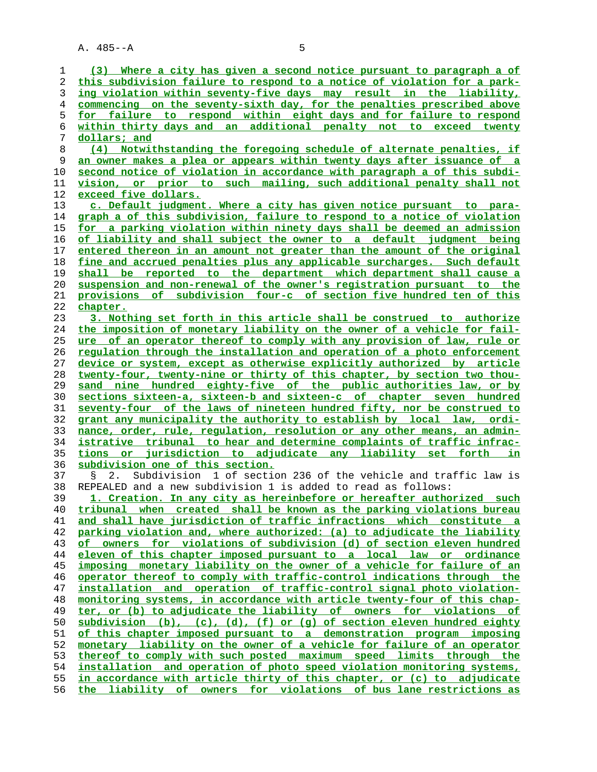(3) Where a city has given a second notice pursuant to paragraph a of this subdivision failure to respond to a notice of violation for a parking violation within seventy-five days may result in the liability, commencing on the seventy-sixth day, for the penalties prescribed above for failure to respond within eight days and for failure to respond within thirty days and an additional penalty not to exceed twenty dollars; and

(4) Notwithstanding the foregoing schedule of alternate penalties, if an owner makes a plea or appears within twenty days after issuance of a second notice of violation in accordance with paragraph a of this subdivision, or prior to such mailing, such additional penalty shall not exceed five dollars.

c. Default judgment. Where a city has given notice pursuant to paragraph a of this subdivision, failure to respond to a notice of violation for a parking violation within ninety days shall be deemed an admission of liability and shall subject the owner to a default judgment being entered thereon in an amount not greater than the amount of the original fine and accrued penalties plus any applicable surcharges. Such default shall be reported to the department which department shall cause a suspension and non-renewal of the owner's registration pursuant to the provisions of subdivision four-c of section five hundred ten of this chapter.

3. Nothing set forth in this article shall be construed to authorize the imposition of monetary liability on the owner of a vehicle for failure of an operator thereof to comply with any provision of law, rule or regulation through the installation and operation of a photo enforcement device or system, except as otherwise explicitly authorized by article twenty-four, twenty-nine or thirty of this chapter, by section two thousand nine hundred eighty-five of the public authorities law, or by sections sixteen-a, sixteen-b and sixteen-c of chapter seven hundred seventy-four of the laws of nineteen hundred fifty, nor be construed to grant any municipality the authority to establish by local law, ordinance, order, rule, regulation, resolution or any other means, an administrative tribunal to hear and determine complaints of traffic infractions or jurisdiction to adjudicate any liability set forth in subdivision one of this section.

§ 2. Subdivision 1 of section 236 of the vehicle and traffic law is REPEALED and a new subdivision 1 is added to read as follows:

1. Creation. In any city as hereinbefore or hereafter authorized such tribunal when created shall be known as the parking violations bureau and shall have jurisdiction of traffic infractions which constitute a parking violation and, where authorized: (a) to adjudicate the liability of owners for violations of subdivision (d) of section eleven hundred eleven of this chapter imposed pursuant to a local law or ordinance imposing monetary liability on the owner of a vehicle for failure of an operator thereof to comply with traffic-control indications through the installation and operation of traffic-control signal photo violation-monitoring systems, in accordance with article twenty-four of this chapter, or (b) to adjudicate the liability of owners for violations of subdivision (b), (c), (d), (f) or (g) of section eleven hundred eighty of this chapter imposed pursuant to a demonstration program imposing monetary liability on the owner of a vehicle for failure of an operator thereof to comply with such posted maximum speed limits through the installation and operation of photo speed violation monitoring systems, in accordance with article thirty of this chapter, or (c) to adjudicate the liability of owners for violations of bus lane restrictions as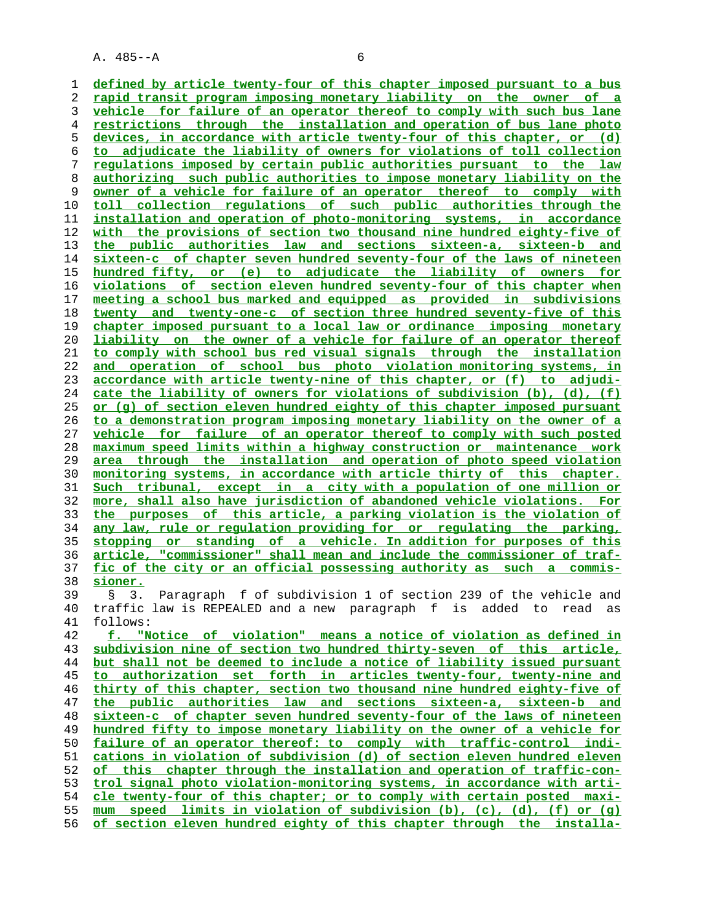defined by article twenty-four of this chapter imposed pursuant to a bus rapid transit program imposing monetary liability on the owner of a vehicle for failure of an operator thereof to comply with such bus lane restrictions through the installation and operation of bus lane photo devices, in accordance with article twenty-four of this chapter, or (d) to adjudicate the liability of owners for violations of toll collection regulations imposed by certain public authorities pursuant to the law authorizing such public authorities to impose monetary liability on the owner of a vehicle for failure of an operator thereof to comply with toll collection regulations of such public authorities through the installation and operation of photo-monitoring systems, in accordance with the provisions of section two thousand nine hundred eighty-five of the public authorities law and sections sixteen-a, sixteen-b and sixteen-c of chapter seven hundred seventy-four of the laws of nineteen hundred fifty, or (e) to adjudicate the liability of owners for violations of section eleven hundred seventy-four of this chapter when meeting a school bus marked and equipped as provided in subdivisions twenty and twenty-one-c of section three hundred seventy-five of this chapter imposed pursuant to a local law or ordinance imposing monetary liability on the owner of a vehicle for failure of an operator thereof to comply with school bus red visual signals through the installation and operation of school bus photo violation monitoring systems, in accordance with article twenty-nine of this chapter, or (f) to adjudicate the liability of owners for violations of subdivision (b), (d), (f) or (g) of section eleven hundred eighty of this chapter imposed pursuant to a demonstration program imposing monetary liability on the owner of a vehicle for failure of an operator thereof to comply with such posted maximum speed limits within a highway construction or maintenance work area through the installation and operation of photo speed violation monitoring systems, in accordance with article thirty of this chapter. Such tribunal, except in a city with a population of one million or more, shall also have jurisdiction of abandoned vehicle violations. For the purposes of this article, a parking violation is the violation of any law, rule or regulation providing for or regulating the parking, stopping or standing of a vehicle. In addition for purposes of this article, "commissioner" shall mean and include the commissioner of traffic of the city or an official possessing authority as such a commissioner.

§ 3. Paragraph f of subdivision 1 of section 239 of the vehicle and traffic law is REPEALED and a new paragraph f is added to read as follows:

f. "Notice of violation" means a notice of violation as defined in subdivision nine of section two hundred thirty-seven of this article, but shall not be deemed to include a notice of liability issued pursuant to authorization set forth in articles twenty-four, twenty-nine and thirty of this chapter, section two thousand nine hundred eighty-five of the public authorities law and sections sixteen-a, sixteen-b and sixteen-c of chapter seven hundred seventy-four of the laws of nineteen hundred fifty to impose monetary liability on the owner of a vehicle for failure of an operator thereof: to comply with traffic-control indications in violation of subdivision (d) of section eleven hundred eleven of this chapter through the installation and operation of traffic-control signal photo violation-monitoring systems, in accordance with article twenty-four of this chapter; or to comply with certain posted maximum speed limits in violation of subdivision (b), (c), (d), (f) or (g) of section eleven hundred eighty of this chapter through the installa-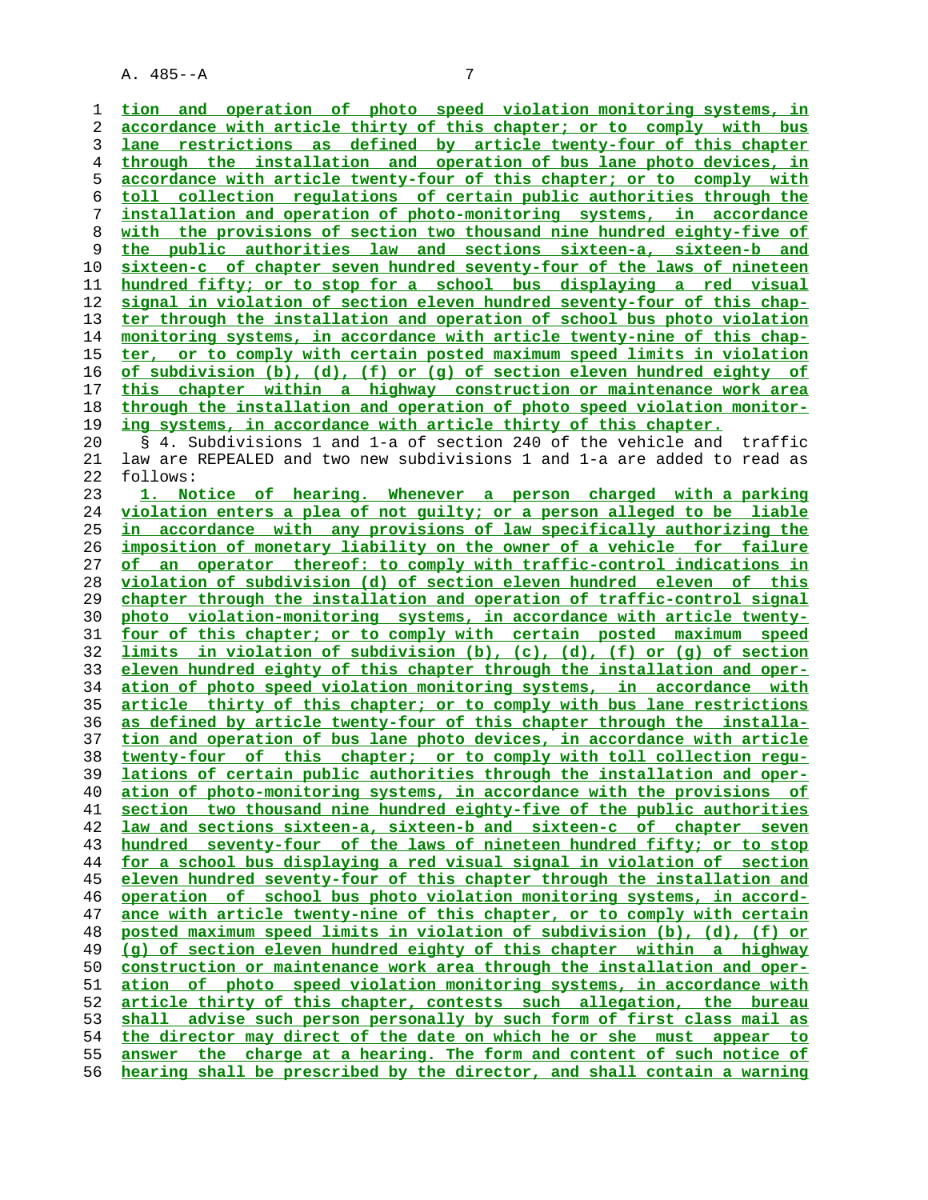tion and operation of photo speed violation monitoring systems, in accordance with article thirty of this chapter; or to comply with bus lane restrictions as defined by article twenty-four of this chapter through the installation and operation of bus lane photo devices, in accordance with article twenty-four of this chapter; or to comply with toll collection regulations of certain public authorities through the installation and operation of photo-monitoring systems, in accordance with the provisions of section two thousand nine hundred eighty-five of the public authorities law and sections sixteen-a, sixteen-b and sixteen-c of chapter seven hundred seventy-four of the laws of nineteen hundred fifty; or to stop for a school bus displaying a red visual signal in violation of section eleven hundred seventy-four of this chapter through the installation and operation of school bus photo violation monitoring systems, in accordance with article twenty-nine of this chapter, or to comply with certain posted maximum speed limits in violation of subdivision (b), (d), (f) or (g) of section eleven hundred eighty of this chapter within a highway construction or maintenance work area through the installation and operation of photo speed violation monitoring systems, in accordance with article thirty of this chapter.

§ 4. Subdivisions 1 and 1-a of section 240 of the vehicle and traffic law are REPEALED and two new subdivisions 1 and 1-a are added to read as follows:

1. Notice of hearing. Whenever a person charged with a parking violation enters a plea of not guilty; or a person alleged to be liable in accordance with any provisions of law specifically authorizing the imposition of monetary liability on the owner of a vehicle for failure of an operator thereof: to comply with traffic-control indications in violation of subdivision (d) of section eleven hundred eleven of this chapter through the installation and operation of traffic-control signal photo violation-monitoring systems, in accordance with article twenty-four of this chapter; or to comply with certain posted maximum speed limits in violation of subdivision (b), (c), (d), (f) or (g) of section eleven hundred eighty of this chapter through the installation and operation of photo speed violation monitoring systems, in accordance with article thirty of this chapter; or to comply with bus lane restrictions as defined by article twenty-four of this chapter through the installation and operation of bus lane photo devices, in accordance with article twenty-four of this chapter; or to comply with toll collection regulations of certain public authorities through the installation and operation of photo-monitoring systems, in accordance with the provisions of section two thousand nine hundred eighty-five of the public authorities law and sections sixteen-a, sixteen-b and sixteen-c of chapter seven hundred seventy-four of the laws of nineteen hundred fifty; or to stop for a school bus displaying a red visual signal in violation of section eleven hundred seventy-four of this chapter through the installation and operation of school bus photo violation monitoring systems, in accordance with article twenty-nine of this chapter, or to comply with certain posted maximum speed limits in violation of subdivision (b), (d), (f) or (g) of section eleven hundred eighty of this chapter within a highway construction or maintenance work area through the installation and operation of photo speed violation monitoring systems, in accordance with article thirty of this chapter, contests such allegation, the bureau shall advise such person personally by such form of first class mail as the director may direct of the date on which he or she must appear to answer the charge at a hearing. The form and content of such notice of hearing shall be prescribed by the director, and shall contain a warning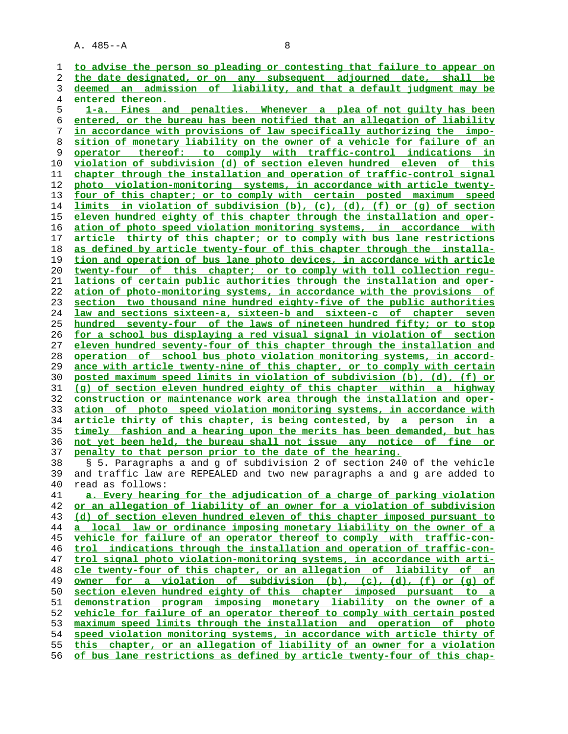to advise the person so pleading or contesting that failure to appear on the date designated, or on any subsequent adjourned date, shall be deemed an admission of liability, and that a default judgment may be entered thereon.

1-a. Fines and penalties. Whenever a plea of not guilty has been entered, or the bureau has been notified that an allegation of liability in accordance with provisions of law specifically authorizing the imposition of monetary liability on the owner of a vehicle for failure of an operator thereof: to comply with traffic-control indications in violation of subdivision (d) of section eleven hundred eleven of this chapter through the installation and operation of traffic-control signal photo violation-monitoring systems, in accordance with article twenty-four of this chapter; or to comply with certain posted maximum speed limits in violation of subdivision (b), (c), (d), (f) or (g) of section eleven hundred eighty of this chapter through the installation and operation of photo speed violation monitoring systems, in accordance with article thirty of this chapter; or to comply with bus lane restrictions as defined by article twenty-four of this chapter through the installation and operation of bus lane photo devices, in accordance with article twenty-four of this chapter; or to comply with toll collection regulations of certain public authorities through the installation and operation of photo-monitoring systems, in accordance with the provisions of section two thousand nine hundred eighty-five of the public authorities law and sections sixteen-a, sixteen-b and sixteen-c of chapter seven hundred seventy-four of the laws of nineteen hundred fifty; or to stop for a school bus displaying a red visual signal in violation of section eleven hundred seventy-four of this chapter through the installation and operation of school bus photo violation monitoring systems, in accordance with article twenty-nine of this chapter, or to comply with certain posted maximum speed limits in violation of subdivision (b), (d), (f) or (g) of section eleven hundred eighty of this chapter within a highway construction or maintenance work area through the installation and operation of photo speed violation monitoring systems, in accordance with article thirty of this chapter, is being contested, by a person in a timely fashion and a hearing upon the merits has been demanded, but has not yet been held, the bureau shall not issue any notice of fine or penalty to that person prior to the date of the hearing.

§ 5. Paragraphs a and g of subdivision 2 of section 240 of the vehicle and traffic law are REPEALED and two new paragraphs a and g are added to read as follows:

a. Every hearing for the adjudication of a charge of parking violation or an allegation of liability of an owner for a violation of subdivision (d) of section eleven hundred eleven of this chapter imposed pursuant to a local law or ordinance imposing monetary liability on the owner of a vehicle for failure of an operator thereof to comply with traffic-control indications through the installation and operation of traffic-control signal photo violation-monitoring systems, in accordance with article twenty-four of this chapter, or an allegation of liability of an owner for a violation of subdivision (b), (c), (d), (f) or (g) of section eleven hundred eighty of this chapter imposed pursuant to a demonstration program imposing monetary liability on the owner of a vehicle for failure of an operator thereof to comply with certain posted maximum speed limits through the installation and operation of photo speed violation monitoring systems, in accordance with article thirty of this chapter, or an allegation of liability of an owner for a violation of bus lane restrictions as defined by article twenty-four of this chap-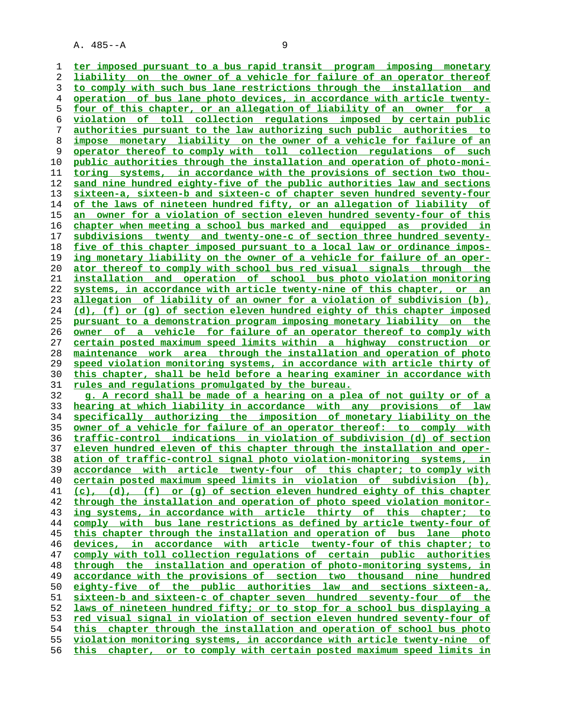ter imposed pursuant to a bus rapid transit program imposing monetary liability on the owner of a vehicle for failure of an operator thereof to comply with such bus lane restrictions through the installation and operation of bus lane photo devices, in accordance with article twenty-four of this chapter, or an allegation of liability of an owner for a violation of toll collection regulations imposed by certain public authorities pursuant to the law authorizing such public authorities to impose monetary liability on the owner of a vehicle for failure of an operator thereof to comply with toll collection regulations of such public authorities through the installation and operation of photo-monitoring systems, in accordance with the provisions of section two thousand nine hundred eighty-five of the public authorities law and sections sixteen-a, sixteen-b and sixteen-c of chapter seven hundred seventy-four of the laws of nineteen hundred fifty, or an allegation of liability of an owner for a violation of section eleven hundred seventy-four of this chapter when meeting a school bus marked and equipped as provided in subdivisions twenty and twenty-one-c of section three hundred seventy-five of this chapter imposed pursuant to a local law or ordinance imposing monetary liability on the owner of a vehicle for failure of an operator thereof to comply with school bus red visual signals through the installation and operation of school bus photo violation monitoring systems, in accordance with article twenty-nine of this chapter, or an allegation of liability of an owner for a violation of subdivision (b), (d), (f) or (g) of section eleven hundred eighty of this chapter imposed pursuant to a demonstration program imposing monetary liability on the owner of a vehicle for failure of an operator thereof to comply with certain posted maximum speed limits within a highway construction or maintenance work area through the installation and operation of photo speed violation monitoring systems, in accordance with article thirty of this chapter, shall be held before a hearing examiner in accordance with rules and regulations promulgated by the bureau.

g. A record shall be made of a hearing on a plea of not guilty or of a hearing at which liability in accordance with any provisions of law specifically authorizing the imposition of monetary liability on the owner of a vehicle for failure of an operator thereof: to comply with traffic-control indications in violation of subdivision (d) of section eleven hundred eleven of this chapter through the installation and operation of traffic-control signal photo violation-monitoring systems, in accordance with article twenty-four of this chapter; to comply with certain posted maximum speed limits in violation of subdivision (b), (c), (d), (f) or (g) of section eleven hundred eighty of this chapter through the installation and operation of photo speed violation monitoring systems, in accordance with article thirty of this chapter; to comply with bus lane restrictions as defined by article twenty-four of this chapter through the installation and operation of bus lane photo devices, in accordance with article twenty-four of this chapter; to comply with toll collection regulations of certain public authorities through the installation and operation of photo-monitoring systems, in accordance with the provisions of section two thousand nine hundred eighty-five of the public authorities law and sections sixteen-a, sixteen-b and sixteen-c of chapter seven hundred seventy-four of the laws of nineteen hundred fifty; or to stop for a school bus displaying a red visual signal in violation of section eleven hundred seventy-four of this chapter through the installation and operation of school bus photo violation monitoring systems, in accordance with article twenty-nine of this chapter, or to comply with certain posted maximum speed limits in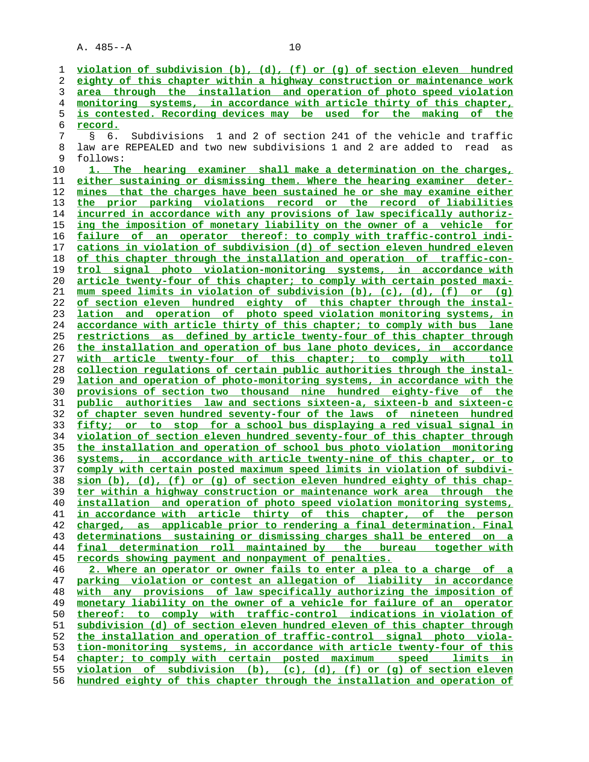violation of subdivision (b), (d), (f) or (g) of section eleven hundred eighty of this chapter within a highway construction or maintenance work area through the installation and operation of photo speed violation monitoring systems, in accordance with article thirty of this chapter, is contested. Recording devices may be used for the making of the record.

§ 6. Subdivisions 1 and 2 of section 241 of the vehicle and traffic law are REPEALED and two new subdivisions 1 and 2 are added to read as follows:

1. The hearing examiner shall make a determination on the charges, either sustaining or dismissing them. Where the hearing examiner determines that the charges have been sustained he or she may examine either the prior parking violations record or the record of liabilities incurred in accordance with any provisions of law specifically authorizing the imposition of monetary liability on the owner of a vehicle for failure of an operator thereof: to comply with traffic-control indications in violation of subdivision (d) of section eleven hundred eleven of this chapter through the installation and operation of traffic-control signal photo violation-monitoring systems, in accordance with article twenty-four of this chapter; to comply with certain posted maximum speed limits in violation of subdivision (b), (c), (d), (f) or (g) of section eleven hundred eighty of this chapter through the installation and operation of photo speed violation monitoring systems, in accordance with article thirty of this chapter; to comply with bus lane restrictions as defined by article twenty-four of this chapter through the installation and operation of bus lane photo devices, in accordance with article twenty-four of this chapter; to comply with toll collection regulations of certain public authorities through the installation and operation of photo-monitoring systems, in accordance with the provisions of section two thousand nine hundred eighty-five of the public authorities law and sections sixteen-a, sixteen-b and sixteen-c of chapter seven hundred seventy-four of the laws of nineteen hundred fifty; or to stop for a school bus displaying a red visual signal in violation of section eleven hundred seventy-four of this chapter through the installation and operation of school bus photo violation monitoring systems, in accordance with article twenty-nine of this chapter, or to comply with certain posted maximum speed limits in violation of subdivision (b), (d), (f) or (g) of section eleven hundred eighty of this chapter within a highway construction or maintenance work area through the installation and operation of photo speed violation monitoring systems, in accordance with article thirty of this chapter, of the person charged, as applicable prior to rendering a final determination. Final determinations sustaining or dismissing charges shall be entered on a final determination roll maintained by the bureau together with records showing payment and nonpayment of penalties.

2. Where an operator or owner fails to enter a plea to a charge of a parking violation or contest an allegation of liability in accordance with any provisions of law specifically authorizing the imposition of monetary liability on the owner of a vehicle for failure of an operator thereof: to comply with traffic-control indications in violation of subdivision (d) of section eleven hundred eleven of this chapter through the installation and operation of traffic-control signal photo violation-monitoring systems, in accordance with article twenty-four of this chapter; to comply with certain posted maximum speed limits in violation of subdivision (b), (c), (d), (f) or (g) of section eleven hundred eighty of this chapter through the installation and operation of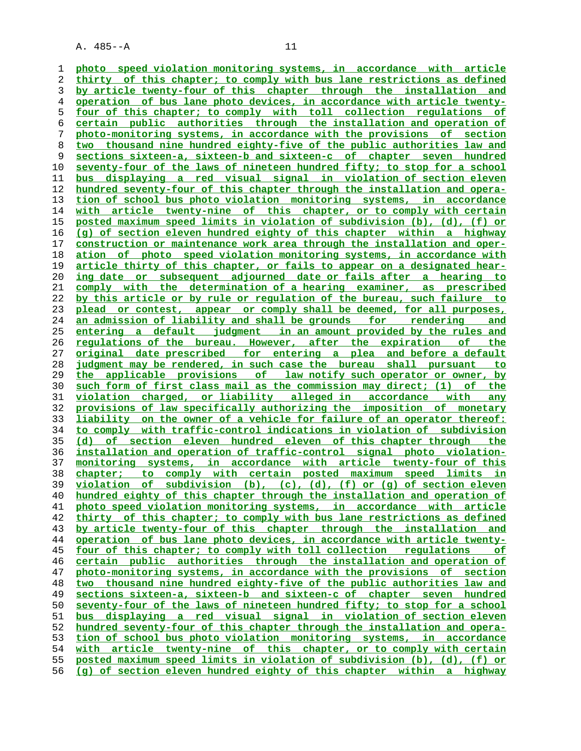photo speed violation monitoring systems, in accordance with article thirty of this chapter; to comply with bus lane restrictions as defined by article twenty-four of this chapter through the installation and operation of bus lane photo devices, in accordance with article twenty-four of this chapter; to comply with toll collection regulations of certain public authorities through the installation and operation of photo-monitoring systems, in accordance with the provisions of section two thousand nine hundred eighty-five of the public authorities law and sections sixteen-a, sixteen-b and sixteen-c of chapter seven hundred seventy-four of the laws of nineteen hundred fifty; to stop for a school bus displaying a red visual signal in violation of section eleven hundred seventy-four of this chapter through the installation and operation of school bus photo violation monitoring systems, in accordance with article twenty-nine of this chapter, or to comply with certain posted maximum speed limits in violation of subdivision (b), (d), (f) or (g) of section eleven hundred eighty of this chapter within a highway construction or maintenance work area through the installation and operation of photo speed violation monitoring systems, in accordance with article thirty of this chapter, or fails to appear on a designated hearing date or subsequent adjourned date or fails after a hearing to comply with the determination of a hearing examiner, as prescribed by this article or by rule or regulation of the bureau, such failure to plead or contest, appear or comply shall be deemed, for all purposes, an admission of liability and shall be grounds for rendering and entering a default judgment in an amount provided by the rules and regulations of the bureau. However, after the expiration of the original date prescribed for entering a plea and before a default judgment may be rendered, in such case the bureau shall pursuant to the applicable provisions of law notify such operator or owner, by such form of first class mail as the commission may direct; (1) of the violation charged, or liability alleged in accordance with any provisions of law specifically authorizing the imposition of monetary liability on the owner of a vehicle for failure of an operator thereof: to comply with traffic-control indications in violation of subdivision (d) of section eleven hundred eleven of this chapter through the installation and operation of traffic-control signal photo violation-monitoring systems, in accordance with article twenty-four of this chapter; to comply with certain posted maximum speed limits in violation of subdivision (b), (c), (d), (f) or (g) of section eleven hundred eighty of this chapter through the installation and operation of photo speed violation monitoring systems, in accordance with article thirty of this chapter; to comply with bus lane restrictions as defined by article twenty-four of this chapter through the installation and operation of bus lane photo devices, in accordance with article twenty-four of this chapter; to comply with toll collection regulations of certain public authorities through the installation and operation of photo-monitoring systems, in accordance with the provisions of section two thousand nine hundred eighty-five of the public authorities law and sections sixteen-a, sixteen-b and sixteen-c of chapter seven hundred seventy-four of the laws of nineteen hundred fifty; to stop for a school bus displaying a red visual signal in violation of section eleven hundred seventy-four of this chapter through the installation and operation of school bus photo violation monitoring systems, in accordance with article twenty-nine of this chapter, or to comply with certain posted maximum speed limits in violation of subdivision (b), (d), (f) or (g) of section eleven hundred eighty of this chapter within a highway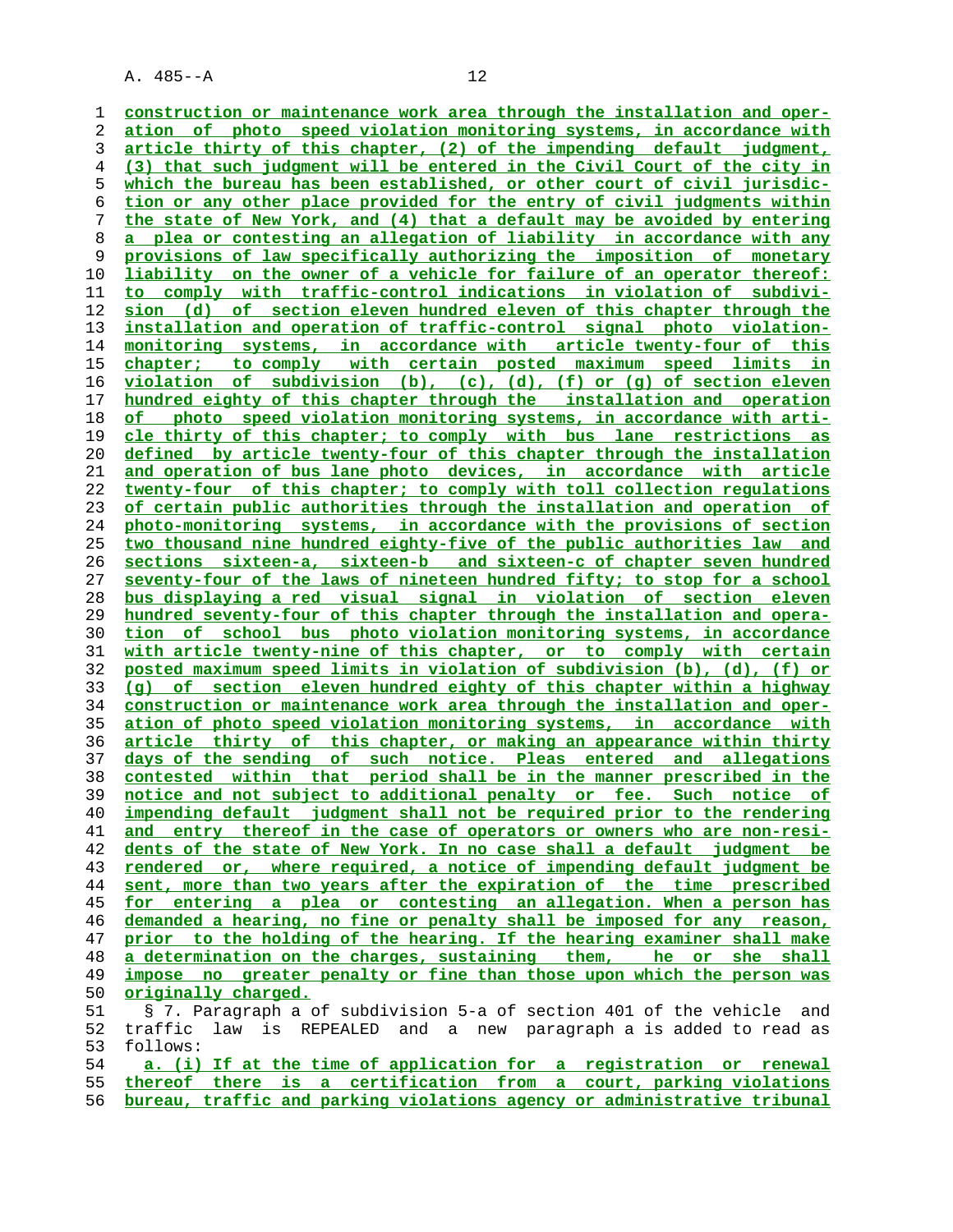construction or maintenance work area through the installation and operation of photo speed violation monitoring systems, in accordance with article thirty of this chapter, (2) of the impending default judgment, (3) that such judgment will be entered in the Civil Court of the city in which the bureau has been established, or other court of civil jurisdiction or any other place provided for the entry of civil judgments within the state of New York, and (4) that a default may be avoided by entering a plea or contesting an allegation of liability in accordance with any provisions of law specifically authorizing the imposition of monetary liability on the owner of a vehicle for failure of an operator thereof: to comply with traffic-control indications in violation of subdivision (d) of section eleven hundred eleven of this chapter through the installation and operation of traffic-control signal photo violation-monitoring systems, in accordance with article twenty-four of this chapter; to comply with certain posted maximum speed limits in violation of subdivision (b), (c), (d), (f) or (g) of section eleven hundred eighty of this chapter through the installation and operation of photo speed violation monitoring systems, in accordance with article thirty of this chapter; to comply with bus lane restrictions as defined by article twenty-four of this chapter through the installation and operation of bus lane photo devices, in accordance with article twenty-four of this chapter; to comply with toll collection regulations of certain public authorities through the installation and operation of photo-monitoring systems, in accordance with the provisions of section two thousand nine hundred eighty-five of the public authorities law and sections sixteen-a, sixteen-b and sixteen-c of chapter seven hundred seventy-four of the laws of nineteen hundred fifty; to stop for a school bus displaying a red visual signal in violation of section eleven hundred seventy-four of this chapter through the installation and operation of school bus photo violation monitoring systems, in accordance with article twenty-nine of this chapter, or to comply with certain posted maximum speed limits in violation of subdivision (b), (d), (f) or (g) of section eleven hundred eighty of this chapter within a highway construction or maintenance work area through the installation and operation of photo speed violation monitoring systems, in accordance with article thirty of this chapter, or making an appearance within thirty days of the sending of such notice. Pleas entered and allegations contested within that period shall be in the manner prescribed in the notice and not subject to additional penalty or fee. Such notice of impending default judgment shall not be required prior to the rendering and entry thereof in the case of operators or owners who are non-residents of the state of New York. In no case shall a default judgment be rendered or, where required, a notice of impending default judgment be sent, more than two years after the expiration of the time prescribed for entering a plea or contesting an allegation. When a person has demanded a hearing, no fine or penalty shall be imposed for any reason, prior to the holding of the hearing. If the hearing examiner shall make a determination on the charges, sustaining them, he or she shall impose no greater penalty or fine than those upon which the person was originally charged.

§ 7. Paragraph a of subdivision 5-a of section 401 of the vehicle and traffic law is REPEALED and a new paragraph a is added to read as follows:

a. (i) If at the time of application for a registration or renewal thereof there is a certification from a court, parking violations bureau, traffic and parking violations agency or administrative tribunal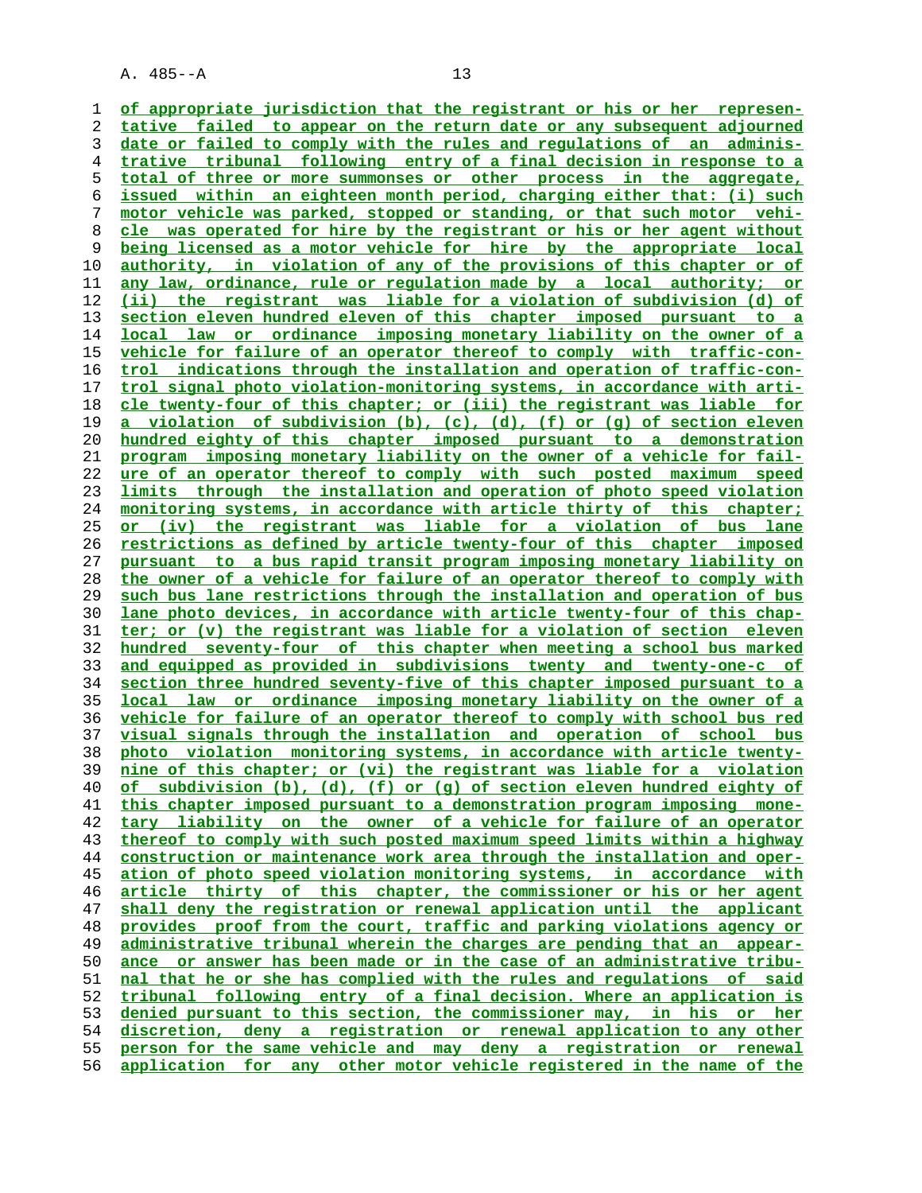of appropriate jurisdiction that the registrant or his or her representative failed to appear on the return date or any subsequent adjourned date or failed to comply with the rules and regulations of an administrative tribunal following entry of a final decision in response to a total of three or more summonses or other process in the aggregate, issued within an eighteen month period, charging either that: (i) such motor vehicle was parked, stopped or standing, or that such motor vehicle was operated for hire by the registrant or his or her agent without being licensed as a motor vehicle for hire by the appropriate local authority, in violation of any of the provisions of this chapter or of any law, ordinance, rule or regulation made by a local authority; or (ii) the registrant was liable for a violation of subdivision (d) of section eleven hundred eleven of this chapter imposed pursuant to a local law or ordinance imposing monetary liability on the owner of a vehicle for failure of an operator thereof to comply with traffic-control indications through the installation and operation of traffic-control signal photo violation-monitoring systems, in accordance with article twenty-four of this chapter; or (iii) the registrant was liable for a violation of subdivision (b), (c), (d), (f) or (g) of section eleven hundred eighty of this chapter imposed pursuant to a demonstration program imposing monetary liability on the owner of a vehicle for failure of an operator thereof to comply with such posted maximum speed limits through the installation and operation of photo speed violation monitoring systems, in accordance with article thirty of this chapter; or (iv) the registrant was liable for a violation of bus lane restrictions as defined by article twenty-four of this chapter imposed pursuant to a bus rapid transit program imposing monetary liability on the owner of a vehicle for failure of an operator thereof to comply with such bus lane restrictions through the installation and operation of bus lane photo devices, in accordance with article twenty-four of this chapter; or (v) the registrant was liable for a violation of section eleven hundred seventy-four of this chapter when meeting a school bus marked and equipped as provided in subdivisions twenty and twenty-one-c of section three hundred seventy-five of this chapter imposed pursuant to a local law or ordinance imposing monetary liability on the owner of a vehicle for failure of an operator thereof to comply with school bus red visual signals through the installation and operation of school bus photo violation monitoring systems, in accordance with article twenty-nine of this chapter; or (vi) the registrant was liable for a violation of subdivision (b), (d), (f) or (g) of section eleven hundred eighty of this chapter imposed pursuant to a demonstration program imposing monetary liability on the owner of a vehicle for failure of an operator thereof to comply with such posted maximum speed limits within a highway construction or maintenance work area through the installation and operation of photo speed violation monitoring systems, in accordance with article thirty of this chapter, the commissioner or his or her agent shall deny the registration or renewal application until the applicant provides proof from the court, traffic and parking violations agency or administrative tribunal wherein the charges are pending that an appearance or answer has been made or in the case of an administrative tribunal that he or she has complied with the rules and regulations of said tribunal following entry of a final decision. Where an application is denied pursuant to this section, the commissioner may, in his or her discretion, deny a registration or renewal application to any other person for the same vehicle and may deny a registration or renewal application for any other motor vehicle registered in the name of the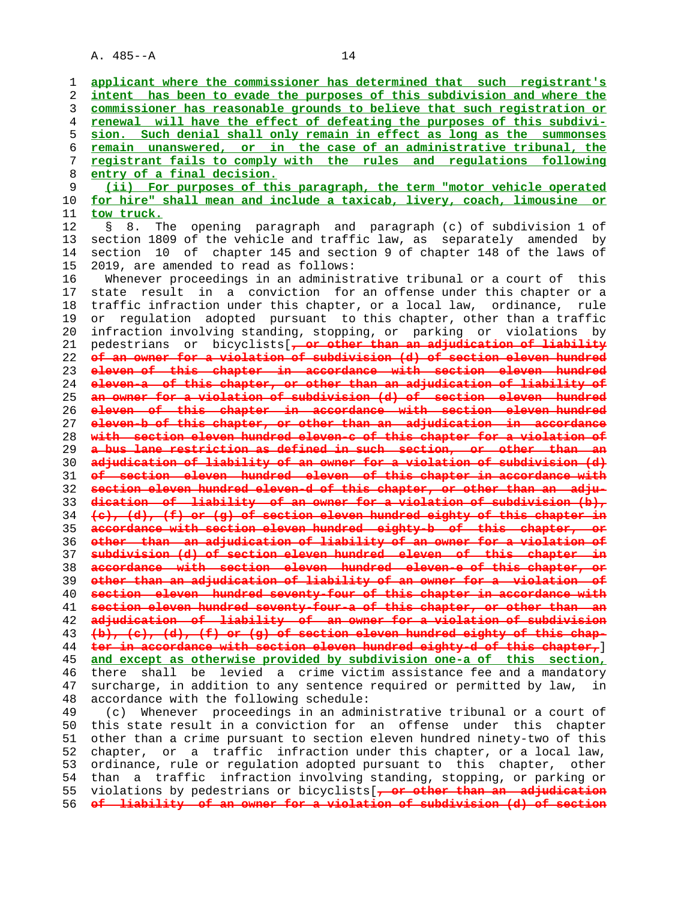applicant where the commissioner has determined that such registrant's intent has been to evade the purposes of this subdivision and where the commissioner has reasonable grounds to believe that such registration or renewal will have the effect of defeating the purposes of this subdivision. Such denial shall only remain in effect as long as the summonses remain unanswered, or in the case of an administrative tribunal, the registrant fails to comply with the rules and regulations following entry of a final decision.

(ii) For purposes of this paragraph, the term "motor vehicle operated for hire" shall mean and include a taxicab, livery, coach, limousine or tow truck.

§ 8. The opening paragraph and paragraph (c) of subdivision 1 of section 1809 of the vehicle and traffic law, as separately amended by section 10 of chapter 145 and section 9 of chapter 148 of the laws of 2019, are amended to read as follows:

Whenever proceedings in an administrative tribunal or a court of this state result in a conviction for an offense under this chapter or a traffic infraction under this chapter, or a local law, ordinance, rule or regulation adopted pursuant to this chapter, other than a traffic infraction involving standing, stopping, or parking or violations by pedestrians or bicyclists[~~, or other than an adjudication of liability of an owner for a violation of subdivision (d) of section eleven hundred eleven of this chapter in accordance with section eleven hundred eleven-a of this chapter, or other than an adjudication of liability of an owner for a violation of subdivision (d) of section eleven hundred eleven of this chapter in accordance with section eleven hundred eleven-b of this chapter, or other than an adjudication in accordance with section eleven hundred eleven-c of this chapter for a violation of a bus lane restriction as defined in such section, or other than an adjudication of liability of an owner for a violation of subdivision (d) of section eleven hundred eleven of this chapter in accordance with section eleven hundred eleven-d of this chapter, or other than an adjudication of liability of an owner for a violation of subdivision (b), (c), (d), (f) or (g) of section eleven hundred eighty of this chapter in accordance with section eleven hundred eighty-b of this chapter, or other than an adjudication of liability of an owner for a violation of subdivision (d) of section eleven hundred eleven of this chapter in accordance with section eleven hundred eleven-e of this chapter, or other than an adjudication of liability of an owner for a violation of section eleven hundred seventy-four of this chapter in accordance with section eleven hundred seventy-four-a of this chapter, or other than an adjudication of liability of an owner for a violation of subdivision (b), (c), (d), (f) or (g) of section eleven hundred eighty of this chapter in accordance with section eleven hundred eighty-d of this chapter,~~] and except as otherwise provided by subdivision one-a of this section, there shall be levied a crime victim assistance fee and a mandatory surcharge, in addition to any sentence required or permitted by law, in accordance with the following schedule:

(c) Whenever proceedings in an administrative tribunal or a court of this state result in a conviction for an offense under this chapter other than a crime pursuant to section eleven hundred ninety-two of this chapter, or a traffic infraction under this chapter, or a local law, ordinance, rule or regulation adopted pursuant to this chapter, other than a traffic infraction involving standing, stopping, or parking or violations by pedestrians or bicyclists[~~, or other than an adjudication of liability of an owner for a violation of subdivision (d) of section~~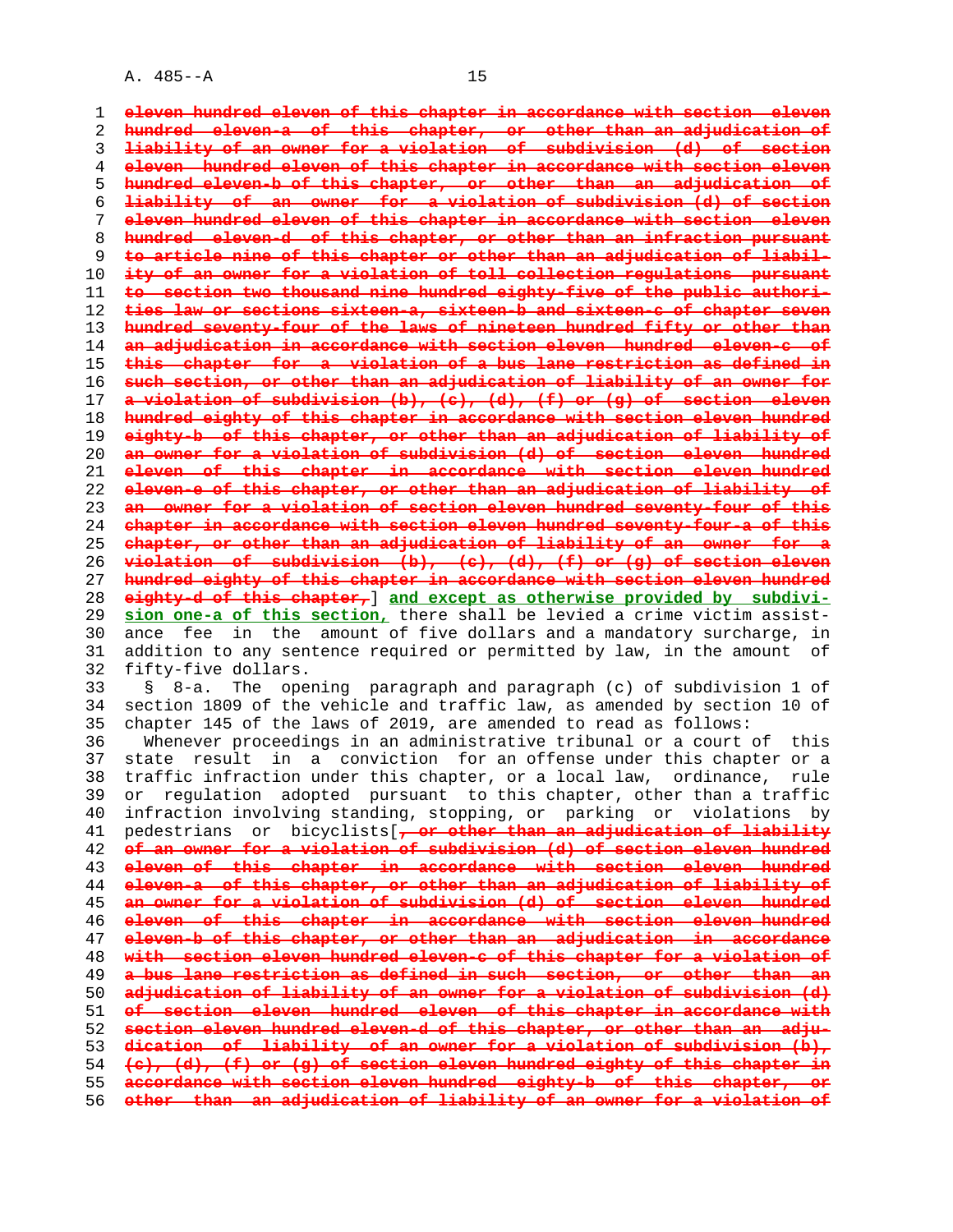~~eleven hundred eleven of this chapter in accordance with section eleven hundred eleven-a of this chapter, or other than an adjudication of liability of an owner for a violation of subdivision (d) of section eleven hundred eleven of this chapter in accordance with section eleven hundred eleven-b of this chapter, or other than an adjudication of liability of an owner for a violation of subdivision (d) of section eleven hundred eleven of this chapter in accordance with section eleven hundred eleven-d of this chapter, or other than an infraction pursuant to article nine of this chapter or other than an adjudication of liability of an owner for a violation of toll collection regulations pursuant to section two thousand nine hundred eighty-five of the public authorities law or sections sixteen-a, sixteen-b and sixteen-c of chapter seven hundred seventy-four of the laws of nineteen hundred fifty or other than an adjudication in accordance with section eleven hundred eleven-c of this chapter for a violation of a bus lane restriction as defined in such section, or other than an adjudication of liability of an owner for a violation of subdivision (b), (c), (d), (f) or (g) of section eleven hundred eighty of this chapter in accordance with section eleven hundred eighty-b of this chapter, or other than an adjudication of liability of an owner for a violation of subdivision (d) of section eleven hundred eleven of this chapter in accordance with section eleven hundred eleven-e of this chapter, or other than an adjudication of liability of an owner for a violation of section eleven hundred seventy-four of this chapter in accordance with section eleven hundred seventy-four-a of this chapter, or other than an adjudication of liability of an owner for a violation of subdivision (b), (c), (d), (f) or (g) of section eleven hundred eighty of this chapter in accordance with section eleven hundred eighty-d of this chapter,~~] **and except as otherwise provided by subdivision one-a of this section,** there shall be levied a crime victim assistance fee in the amount of five dollars and a mandatory surcharge, in addition to any sentence required or permitted by law, in the amount of fifty-five dollars.

§ 8-a. The opening paragraph and paragraph (c) of subdivision 1 of section 1809 of the vehicle and traffic law, as amended by section 10 of chapter 145 of the laws of 2019, are amended to read as follows:

Whenever proceedings in an administrative tribunal or a court of this state result in a conviction for an offense under this chapter or a traffic infraction under this chapter, or a local law, ordinance, rule or regulation adopted pursuant to this chapter, other than a traffic infraction involving standing, stopping, or parking or violations by pedestrians or bicyclists[~~, or other than an adjudication of liability of an owner for a violation of subdivision (d) of section eleven hundred eleven of this chapter in accordance with section eleven hundred eleven-a of this chapter, or other than an adjudication of liability of an owner for a violation of subdivision (d) of section eleven hundred eleven of this chapter in accordance with section eleven hundred eleven-b of this chapter, or other than an adjudication in accordance with section eleven hundred eleven-c of this chapter for a violation of a bus lane restriction as defined in such section, or other than an adjudication of liability of an owner for a violation of subdivision (d) of section eleven hundred eleven of this chapter in accordance with section eleven hundred eleven-d of this chapter, or other than an adjudication of liability of an owner for a violation of subdivision (b), (c), (d), (f) or (g) of section eleven hundred eighty of this chapter in accordance with section eleven hundred eighty-b of this chapter, or other than an adjudication of liability of an owner for a violation of~~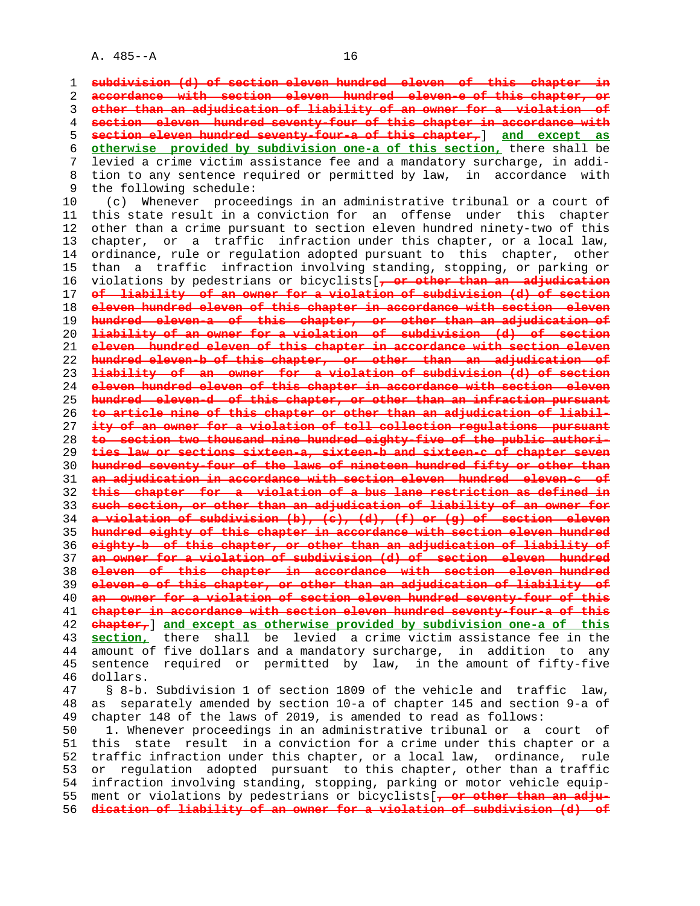subdivision (d) of section eleven hundred eleven of this chapter in accordance with section eleven hundred eleven-e of this chapter, or other than an adjudication of liability of an owner for a violation of section eleven hundred seventy-four of this chapter in accordance with section eleven hundred seventy-four-a of this chapter,] and except as otherwise provided by subdivision one-a of this section, there shall be levied a crime victim assistance fee and a mandatory surcharge, in addition to any sentence required or permitted by law, in accordance with the following schedule:

(c) Whenever proceedings in an administrative tribunal or a court of this state result in a conviction for an offense under this chapter other than a crime pursuant to section eleven hundred ninety-two of this chapter, or a traffic infraction under this chapter, or a local law, ordinance, rule or regulation adopted pursuant to this chapter, other than a traffic infraction involving standing, stopping, or parking or violations by pedestrians or bicyclists[, or other than an adjudication of liability of an owner for a violation of subdivision (d) of section eleven hundred eleven of this chapter in accordance with section eleven hundred eleven-a of this chapter, or other than an adjudication of liability of an owner for a violation of subdivision (d) of section eleven hundred eleven of this chapter in accordance with section eleven hundred eleven-b of this chapter, or other than an adjudication of liability of an owner for a violation of subdivision (d) of section eleven hundred eleven of this chapter in accordance with section eleven hundred eleven-d of this chapter, or other than an infraction pursuant to article nine of this chapter or other than an adjudication of liability of an owner for a violation of toll collection regulations pursuant to section two thousand nine hundred eighty-five of the public authorities law or sections sixteen-a, sixteen-b and sixteen-c of chapter seven hundred seventy-four of the laws of nineteen hundred fifty or other than an adjudication in accordance with section eleven hundred eleven-c of this chapter for a violation of a bus lane restriction as defined in such section, or other than an adjudication of liability of an owner for a violation of subdivision (b), (c), (d), (f) or (g) of section eleven hundred eighty of this chapter in accordance with section eleven hundred eighty-b of this chapter, or other than an adjudication of liability of an owner for a violation of subdivision (d) of section eleven hundred eleven of this chapter in accordance with section eleven hundred eleven-e of this chapter, or other than an adjudication of liability of an owner for a violation of section eleven hundred seventy-four of this chapter in accordance with section eleven hundred seventy-four-a of this chapter,] and except as otherwise provided by subdivision one-a of this section, there shall be levied a crime victim assistance fee in the amount of five dollars and a mandatory surcharge, in addition to any sentence required or permitted by law, in the amount of fifty-five dollars.

§ 8-b. Subdivision 1 of section 1809 of the vehicle and traffic law, as separately amended by section 10-a of chapter 145 and section 9-a of chapter 148 of the laws of 2019, is amended to read as follows:

1. Whenever proceedings in an administrative tribunal or a court of this state result in a conviction for a crime under this chapter or a traffic infraction under this chapter, or a local law, ordinance, rule or regulation adopted pursuant to this chapter, other than a traffic infraction involving standing, stopping, parking or motor vehicle equipment or violations by pedestrians or bicyclists[, or other than an adjudication of liability of an owner for a violation of subdivision (d) of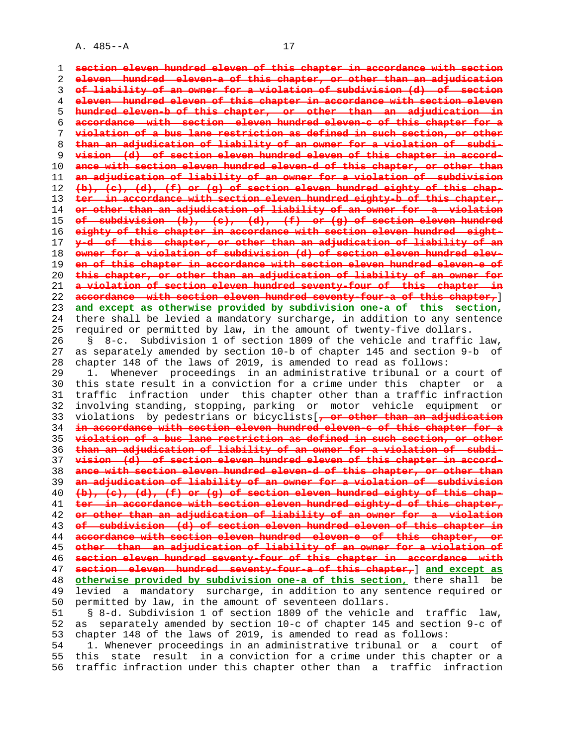~~section eleven hundred eleven of this chapter in accordance with section eleven hundred eleven-a of this chapter, or other than an adjudication of liability of an owner for a violation of subdivision (d) of section eleven hundred eleven of this chapter in accordance with section eleven hundred eleven-b of this chapter, or other than an adjudication in accordance with section eleven hundred eleven-c of this chapter for a violation of a bus lane restriction as defined in such section, or other than an adjudication of liability of an owner for a violation of subdivision (d) of section eleven hundred eleven of this chapter in accordance with section eleven hundred eleven-d of this chapter, or other than an adjudication of liability of an owner for a violation of subdivision (b), (c), (d), (f) or (g) of section eleven hundred eighty of this chapter in accordance with section eleven hundred eighty-b of this chapter, or other than an adjudication of liability of an owner for a violation of subdivision (b), (c), (d), (f) or (g) of section eleven hundred eighty of this chapter in accordance with section eleven hundred eighty-d of this chapter, or other than an adjudication of liability of an owner for a violation of subdivision (d) of section eleven hundred eleven of this chapter in accordance with section eleven hundred eleven-e of this chapter, or other than an adjudication of liability of an owner for a violation of section eleven hundred seventy-four of this chapter in accordance with section eleven hundred seventy-four-a of this chapter,~~] **and except as otherwise provided by subdivision one-a of this section,** there shall be levied a mandatory surcharge, in addition to any sentence required or permitted by law, in the amount of twenty-five dollars.

§ 8-c. Subdivision 1 of section 1809 of the vehicle and traffic law, as separately amended by section 10-b of chapter 145 and section 9-b of chapter 148 of the laws of 2019, is amended to read as follows:

1. Whenever proceedings in an administrative tribunal or a court of this state result in a conviction for a crime under this chapter or a traffic infraction under this chapter other than a traffic infraction involving standing, stopping, parking or motor vehicle equipment or violations by pedestrians or bicyclists[~~, or other than an adjudication in accordance with section eleven hundred eleven-c of this chapter for a violation of a bus lane restriction as defined in such section, or other than an adjudication of liability of an owner for a violation of subdivision (d) of section eleven hundred eleven of this chapter in accordance with section eleven hundred eleven-d of this chapter, or other than an adjudication of liability of an owner for a violation of subdivision (b), (c), (d), (f) or (g) of section eleven hundred eighty of this chapter in accordance with section eleven hundred eighty-d of this chapter, or other than an adjudication of liability of an owner for a violation of subdivision (d) of section eleven hundred eleven of this chapter in accordance with section eleven hundred eleven-e of this chapter, or other than an adjudication of liability of an owner for a violation of section eleven hundred seventy-four of this chapter in accordance with section eleven hundred seventy-four-a of this chapter,~~] **and except as otherwise provided by subdivision one-a of this section,** there shall be levied a mandatory surcharge, in addition to any sentence required or permitted by law, in the amount of seventeen dollars.

§ 8-d. Subdivision 1 of section 1809 of the vehicle and traffic law, as separately amended by section 10-c of chapter 145 and section 9-c of chapter 148 of the laws of 2019, is amended to read as follows:

1. Whenever proceedings in an administrative tribunal or a court of this state result in a conviction for a crime under this chapter or a traffic infraction under this chapter other than a traffic infraction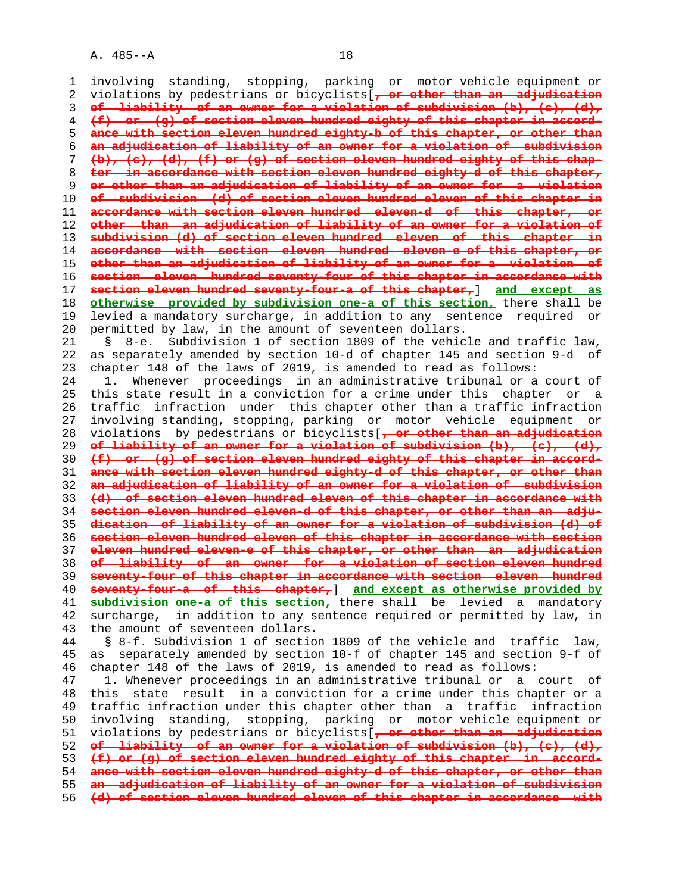involving standing, stopping, parking or motor vehicle equipment or violations by pedestrians or bicyclists[~~, or other than an adjudication of liability of an owner for a violation of subdivision (b), (c), (d), (f) or (g) of section eleven hundred eighty of this chapter in accordance with section eleven hundred eighty-b of this chapter, or other than an adjudication of liability of an owner for a violation of subdivision (b), (c), (d), (f) or (g) of section eleven hundred eighty of this chapter in accordance with section eleven hundred eighty-d of this chapter, or other than an adjudication of liability of an owner for a violation of subdivision (d) of section eleven hundred eleven of this chapter in accordance with section eleven hundred eleven-d of this chapter, or other than an adjudication of liability of an owner for a violation of subdivision (d) of section eleven hundred eleven of this chapter in accordance with section eleven hundred eleven-e of this chapter, or other than an adjudication of liability of an owner for a violation of section eleven hundred seventy-four of this chapter in accordance with section eleven hundred seventy-four-a of this chapter,~~] <u>and except as otherwise provided by subdivision one-a of this section,</u> there shall be levied a mandatory surcharge, in addition to any sentence required or permitted by law, in the amount of seventeen dollars.

§ 8-e. Subdivision 1 of section 1809 of the vehicle and traffic law, as separately amended by section 10-d of chapter 145 and section 9-d of chapter 148 of the laws of 2019, is amended to read as follows:

1. Whenever proceedings in an administrative tribunal or a court of this state result in a conviction for a crime under this chapter or a traffic infraction under this chapter other than a traffic infraction involving standing, stopping, parking or motor vehicle equipment or violations by pedestrians or bicyclists[~~, or other than an adjudication of liability of an owner for a violation of subdivision (b), (c), (d), (f) or (g) of section eleven hundred eighty of this chapter in accordance with section eleven hundred eighty-d of this chapter, or other than an adjudication of liability of an owner for a violation of subdivision (d) of section eleven hundred eleven of this chapter in accordance with section eleven hundred eleven-d of this chapter, or other than an adjudication of liability of an owner for a violation of subdivision (d) of section eleven hundred eleven of this chapter in accordance with section eleven hundred eleven-e of this chapter, or other than an adjudication of liability of an owner for a violation of section eleven hundred seventy-four of this chapter in accordance with section eleven hundred seventy-four-a of this chapter,~~] <u>and except as otherwise provided by subdivision one-a of this section,</u> there shall be levied a mandatory surcharge, in addition to any sentence required or permitted by law, in the amount of seventeen dollars.

§ 8-f. Subdivision 1 of section 1809 of the vehicle and traffic law, as separately amended by section 10-f of chapter 145 and section 9-f of chapter 148 of the laws of 2019, is amended to read as follows:

1. Whenever proceedings in an administrative tribunal or a court of this state result in a conviction for a crime under this chapter or a traffic infraction under this chapter other than a traffic infraction involving standing, stopping, parking or motor vehicle equipment or violations by pedestrians or bicyclists[~~, or other than an adjudication of liability of an owner for a violation of subdivision (b), (c), (d), (f) or (g) of section eleven hundred eighty of this chapter in accordance with section eleven hundred eighty-d of this chapter, or other than an adjudication of liability of an owner for a violation of subdivision (d) of section eleven hundred eleven of this chapter in accordance with~~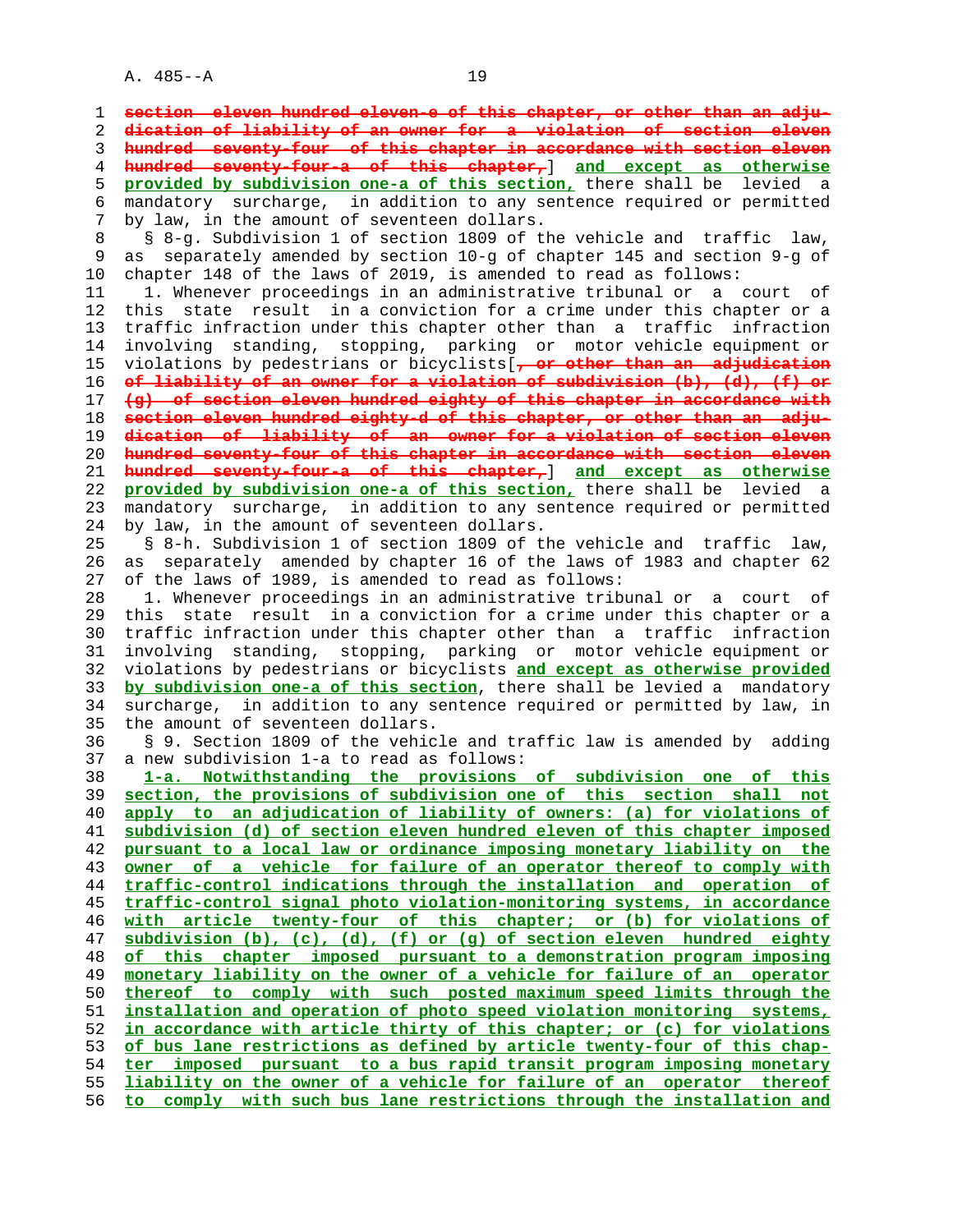~~section eleven hundred eleven-e of this chapter, or other than an adjudication of liability of an owner for a violation of section eleven hundred seventy-four of this chapter in accordance with section eleven hundred seventy-four-a of this chapter,~~] **and except as otherwise provided by subdivision one-a of this section,** there shall be levied a mandatory surcharge, in addition to any sentence required or permitted by law, in the amount of seventeen dollars.

§ 8-g. Subdivision 1 of section 1809 of the vehicle and traffic law, as separately amended by section 10-g of chapter 145 and section 9-g of chapter 148 of the laws of 2019, is amended to read as follows:

1. Whenever proceedings in an administrative tribunal or a court of this state result in a conviction for a crime under this chapter or a traffic infraction under this chapter other than a traffic infraction involving standing, stopping, parking or motor vehicle equipment or violations by pedestrians or bicyclists[~~, or other than an adjudication of liability of an owner for a violation of subdivision (b), (d), (f) or (g) of section eleven hundred eighty of this chapter in accordance with section eleven hundred eighty-d of this chapter, or other than an adjudication of liability of an owner for a violation of section eleven hundred seventy-four of this chapter in accordance with section eleven hundred seventy-four-a of this chapter,~~] **and except as otherwise provided by subdivision one-a of this section,** there shall be levied a mandatory surcharge, in addition to any sentence required or permitted by law, in the amount of seventeen dollars.

§ 8-h. Subdivision 1 of section 1809 of the vehicle and traffic law, as separately amended by chapter 16 of the laws of 1983 and chapter 62 of the laws of 1989, is amended to read as follows:

1. Whenever proceedings in an administrative tribunal or a court of this state result in a conviction for a crime under this chapter or a traffic infraction under this chapter other than a traffic infraction involving standing, stopping, parking or motor vehicle equipment or violations by pedestrians or bicyclists **and except as otherwise provided by subdivision one-a of this section**, there shall be levied a mandatory surcharge, in addition to any sentence required or permitted by law, in the amount of seventeen dollars.

§ 9. Section 1809 of the vehicle and traffic law is amended by adding a new subdivision 1-a to read as follows:

**1-a. Notwithstanding the provisions of subdivision one of this section, the provisions of subdivision one of this section shall not apply to an adjudication of liability of owners: (a) for violations of subdivision (d) of section eleven hundred eleven of this chapter imposed pursuant to a local law or ordinance imposing monetary liability on the owner of a vehicle for failure of an operator thereof to comply with traffic-control indications through the installation and operation of traffic-control signal photo violation-monitoring systems, in accordance with article twenty-four of this chapter; or (b) for violations of subdivision (b), (c), (d), (f) or (g) of section eleven hundred eighty of this chapter imposed pursuant to a demonstration program imposing monetary liability on the owner of a vehicle for failure of an operator thereof to comply with such posted maximum speed limits through the installation and operation of photo speed violation monitoring systems, in accordance with article thirty of this chapter; or (c) for violations of bus lane restrictions as defined by article twenty-four of this chapter imposed pursuant to a bus rapid transit program imposing monetary liability on the owner of a vehicle for failure of an operator thereof to comply with such bus lane restrictions through the installation and**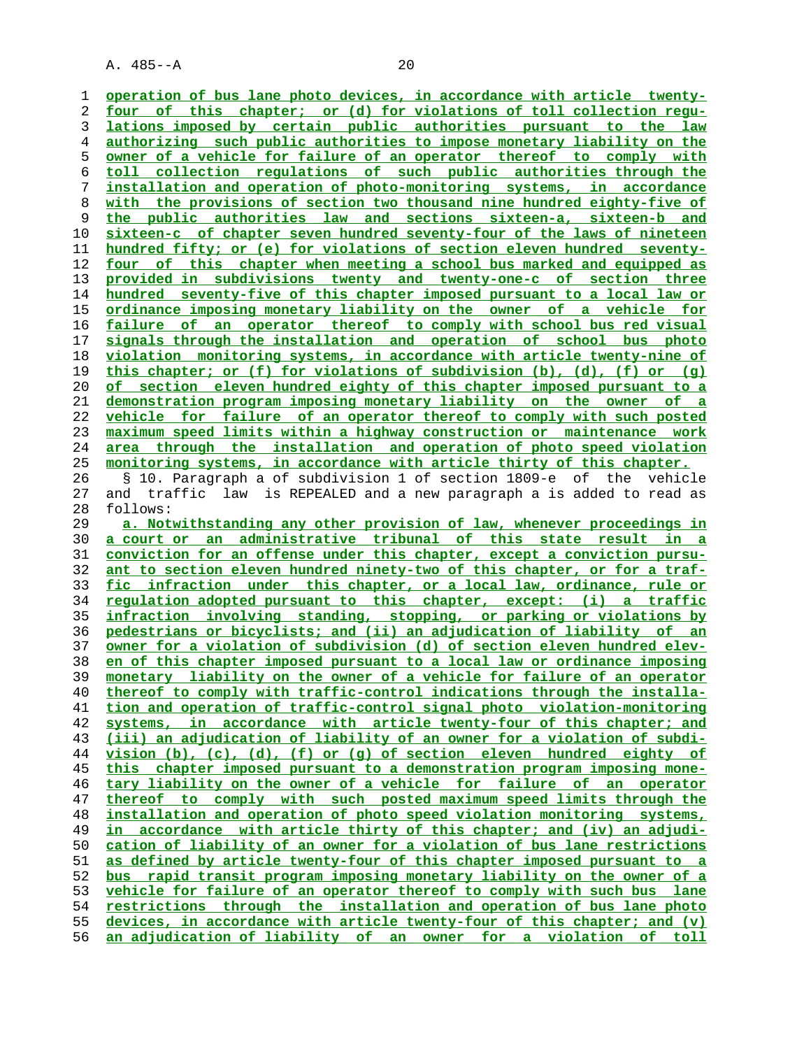operation of bus lane photo devices, in accordance with article twenty-four of this chapter; or (d) for violations of toll collection regulations imposed by certain public authorities pursuant to the law authorizing such public authorities to impose monetary liability on the owner of a vehicle for failure of an operator thereof to comply with toll collection regulations of such public authorities through the installation and operation of photo-monitoring systems, in accordance with the provisions of section two thousand nine hundred eighty-five of the public authorities law and sections sixteen-a, sixteen-b and sixteen-c of chapter seven hundred seventy-four of the laws of nineteen hundred fifty; or (e) for violations of section eleven hundred seventy-four of this chapter when meeting a school bus marked and equipped as provided in subdivisions twenty and twenty-one-c of section three hundred seventy-five of this chapter imposed pursuant to a local law or ordinance imposing monetary liability on the owner of a vehicle for failure of an operator thereof to comply with school bus red visual signals through the installation and operation of school bus photo violation monitoring systems, in accordance with article twenty-nine of this chapter; or (f) for violations of subdivision (b), (d), (f) or (g) of section eleven hundred eighty of this chapter imposed pursuant to a demonstration program imposing monetary liability on the owner of a vehicle for failure of an operator thereof to comply with such posted maximum speed limits within a highway construction or maintenance work area through the installation and operation of photo speed violation monitoring systems, in accordance with article thirty of this chapter.

§ 10. Paragraph a of subdivision 1 of section 1809-e of the vehicle and traffic law is REPEALED and a new paragraph a is added to read as follows:

a. Notwithstanding any other provision of law, whenever proceedings in a court or an administrative tribunal of this state result in a conviction for an offense under this chapter, except a conviction pursuant to section eleven hundred ninety-two of this chapter, or for a traffic infraction under this chapter, or a local law, ordinance, rule or regulation adopted pursuant to this chapter, except: (i) a traffic infraction involving standing, stopping, or parking or violations by pedestrians or bicyclists; and (ii) an adjudication of liability of an owner for a violation of subdivision (d) of section eleven hundred eleven of this chapter imposed pursuant to a local law or ordinance imposing monetary liability on the owner of a vehicle for failure of an operator thereof to comply with traffic-control indications through the installation and operation of traffic-control signal photo violation-monitoring systems, in accordance with article twenty-four of this chapter; and (iii) an adjudication of liability of an owner for a violation of subdivision (b), (c), (d), (f) or (g) of section eleven hundred eighty of this chapter imposed pursuant to a demonstration program imposing monetary liability on the owner of a vehicle for failure of an operator thereof to comply with such posted maximum speed limits through the installation and operation of photo speed violation monitoring systems, in accordance with article thirty of this chapter; and (iv) an adjudication of liability of an owner for a violation of bus lane restrictions as defined by article twenty-four of this chapter imposed pursuant to a bus rapid transit program imposing monetary liability on the owner of a vehicle for failure of an operator thereof to comply with such bus lane restrictions through the installation and operation of bus lane photo devices, in accordance with article twenty-four of this chapter; and (v) an adjudication of liability of an owner for a violation of toll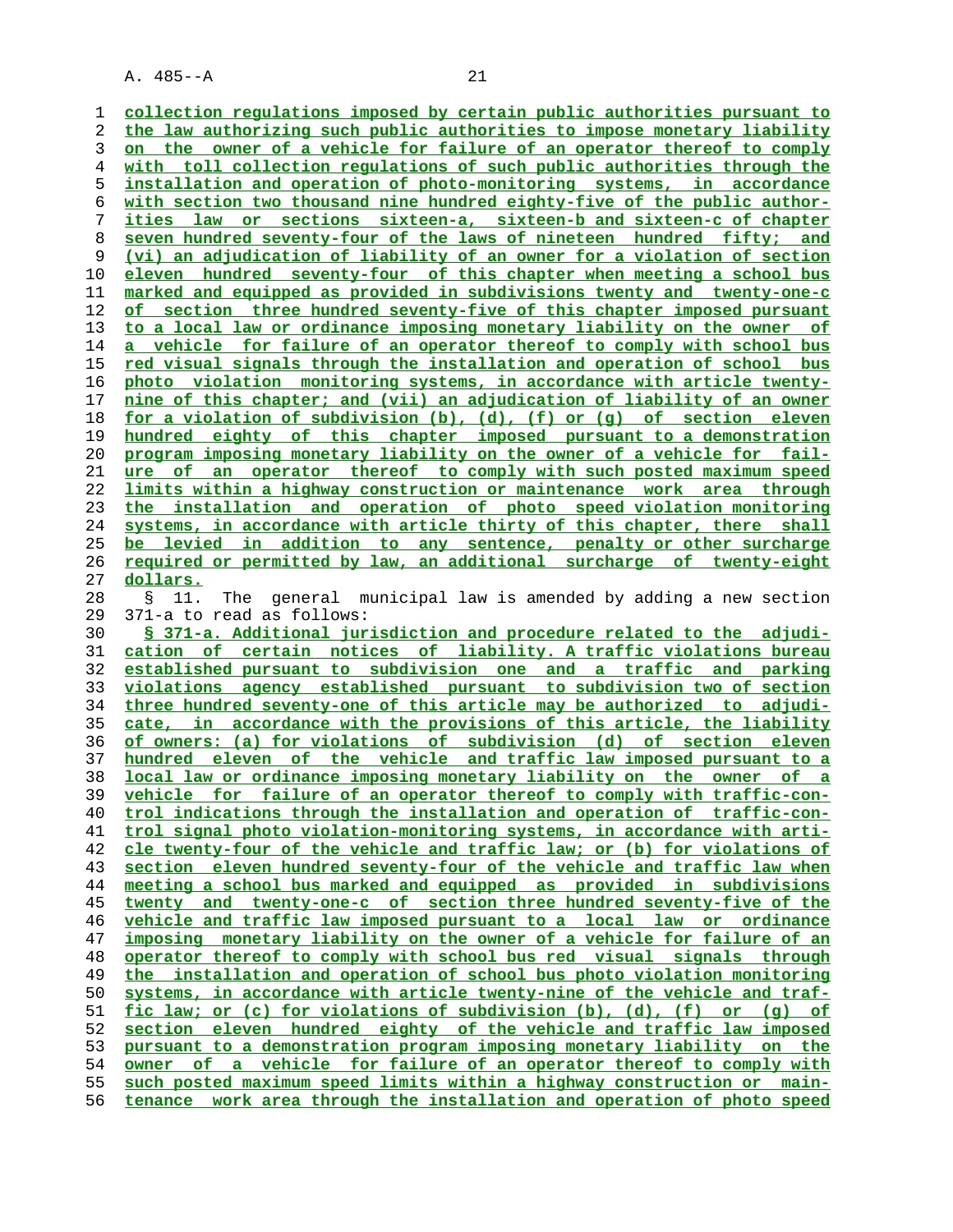collection regulations imposed by certain public authorities pursuant to the law authorizing such public authorities to impose monetary liability on the owner of a vehicle for failure of an operator thereof to comply with toll collection regulations of such public authorities through the installation and operation of photo-monitoring systems, in accordance with section two thousand nine hundred eighty-five of the public authorities law or sections sixteen-a, sixteen-b and sixteen-c of chapter seven hundred seventy-four of the laws of nineteen hundred fifty; and (vi) an adjudication of liability of an owner for a violation of section eleven hundred seventy-four of this chapter when meeting a school bus marked and equipped as provided in subdivisions twenty and twenty-one-c of section three hundred seventy-five of this chapter imposed pursuant to a local law or ordinance imposing monetary liability on the owner of a vehicle for failure of an operator thereof to comply with school bus red visual signals through the installation and operation of school bus photo violation monitoring systems, in accordance with article twenty-nine of this chapter; and (vii) an adjudication of liability of an owner for a violation of subdivision (b), (d), (f) or (g) of section eleven hundred eighty of this chapter imposed pursuant to a demonstration program imposing monetary liability on the owner of a vehicle for failure of an operator thereof to comply with such posted maximum speed limits within a highway construction or maintenance work area through the installation and operation of photo speed violation monitoring systems, in accordance with article thirty of this chapter, there shall be levied in addition to any sentence, penalty or other surcharge required or permitted by law, an additional surcharge of twenty-eight dollars.

§ 11. The general municipal law is amended by adding a new section 371-a to read as follows:

§ 371-a. Additional jurisdiction and procedure related to the adjudication of certain notices of liability. A traffic violations bureau established pursuant to subdivision one and a traffic and parking violations agency established pursuant to subdivision two of section three hundred seventy-one of this article may be authorized to adjudicate, in accordance with the provisions of this article, the liability of owners: (a) for violations of subdivision (d) of section eleven hundred eleven of the vehicle and traffic law imposed pursuant to a local law or ordinance imposing monetary liability on the owner of a vehicle for failure of an operator thereof to comply with traffic-control indications through the installation and operation of traffic-control signal photo violation-monitoring systems, in accordance with article twenty-four of the vehicle and traffic law; or (b) for violations of section eleven hundred seventy-four of the vehicle and traffic law when meeting a school bus marked and equipped as provided in subdivisions twenty and twenty-one-c of section three hundred seventy-five of the vehicle and traffic law imposed pursuant to a local law or ordinance imposing monetary liability on the owner of a vehicle for failure of an operator thereof to comply with school bus red visual signals through the installation and operation of school bus photo violation monitoring systems, in accordance with article twenty-nine of the vehicle and traffic law; or (c) for violations of subdivision (b), (d), (f) or (g) of section eleven hundred eighty of the vehicle and traffic law imposed pursuant to a demonstration program imposing monetary liability on the owner of a vehicle for failure of an operator thereof to comply with such posted maximum speed limits within a highway construction or maintenance work area through the installation and operation of photo speed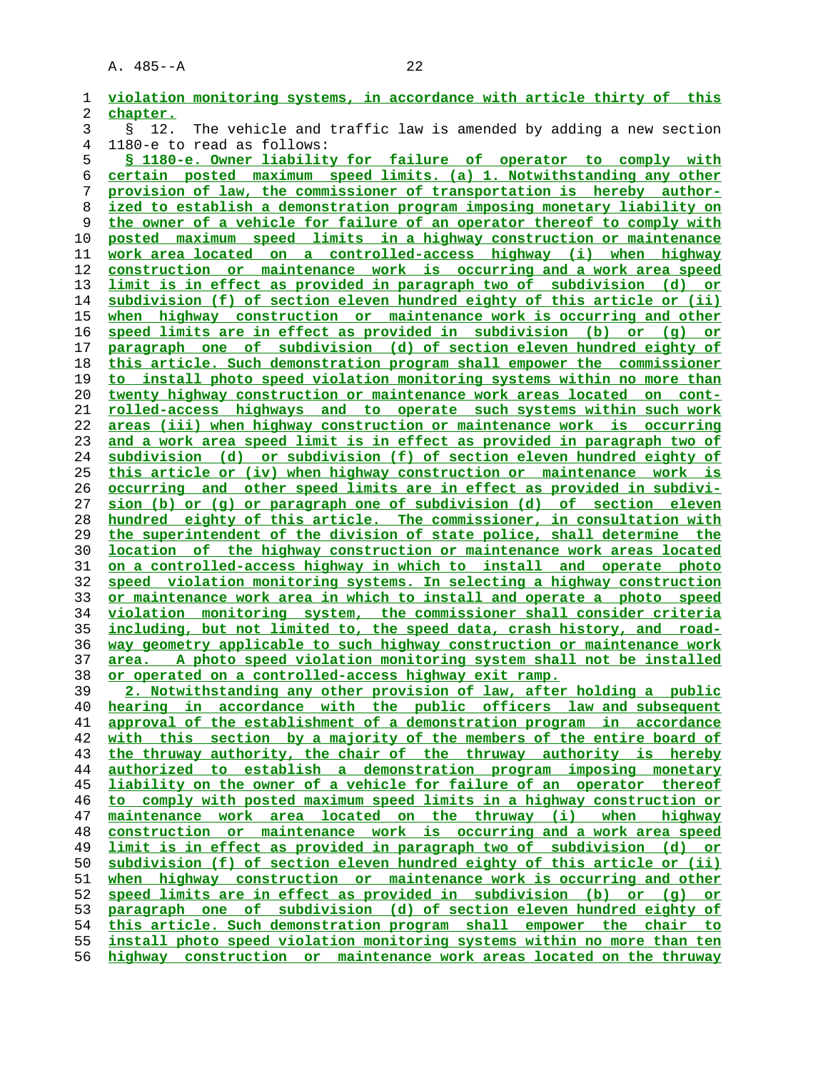violation monitoring systems, in accordance with article thirty of this chapter.

§ 12. The vehicle and traffic law is amended by adding a new section 1180-e to read as follows:

§ 1180-e. Owner liability for failure of operator to comply with certain posted maximum speed limits. (a) 1. Notwithstanding any other provision of law, the commissioner of transportation is hereby authorized to establish a demonstration program imposing monetary liability on the owner of a vehicle for failure of an operator thereof to comply with posted maximum speed limits in a highway construction or maintenance work area located on a controlled-access highway (i) when highway construction or maintenance work is occurring and a work area speed limit is in effect as provided in paragraph two of subdivision (d) or subdivision (f) of section eleven hundred eighty of this article or (ii) when highway construction or maintenance work is occurring and other speed limits are in effect as provided in subdivision (b) or (g) or paragraph one of subdivision (d) of section eleven hundred eighty of this article. Such demonstration program shall empower the commissioner to install photo speed violation monitoring systems within no more than twenty highway construction or maintenance work areas located on controlled-access highways and to operate such systems within such work areas (iii) when highway construction or maintenance work is occurring and a work area speed limit is in effect as provided in paragraph two of subdivision (d) or subdivision (f) of section eleven hundred eighty of this article or (iv) when highway construction or maintenance work is occurring and other speed limits are in effect as provided in subdivision (b) or (g) or paragraph one of subdivision (d) of section eleven hundred eighty of this article. The commissioner, in consultation with the superintendent of the division of state police, shall determine the location of the highway construction or maintenance work areas located on a controlled-access highway in which to install and operate photo speed violation monitoring systems. In selecting a highway construction or maintenance work area in which to install and operate a photo speed violation monitoring system, the commissioner shall consider criteria including, but not limited to, the speed data, crash history, and roadway geometry applicable to such highway construction or maintenance work area. A photo speed violation monitoring system shall not be installed or operated on a controlled-access highway exit ramp.

2. Notwithstanding any other provision of law, after holding a public hearing in accordance with the public officers law and subsequent approval of the establishment of a demonstration program in accordance with this section by a majority of the members of the entire board of the thruway authority, the chair of the thruway authority is hereby authorized to establish a demonstration program imposing monetary liability on the owner of a vehicle for failure of an operator thereof to comply with posted maximum speed limits in a highway construction or maintenance work area located on the thruway (i) when highway construction or maintenance work is occurring and a work area speed limit is in effect as provided in paragraph two of subdivision (d) or subdivision (f) of section eleven hundred eighty of this article or (ii) when highway construction or maintenance work is occurring and other speed limits are in effect as provided in subdivision (b) or (g) or paragraph one of subdivision (d) of section eleven hundred eighty of this article. Such demonstration program shall empower the chair to install photo speed violation monitoring systems within no more than ten highway construction or maintenance work areas located on the thruway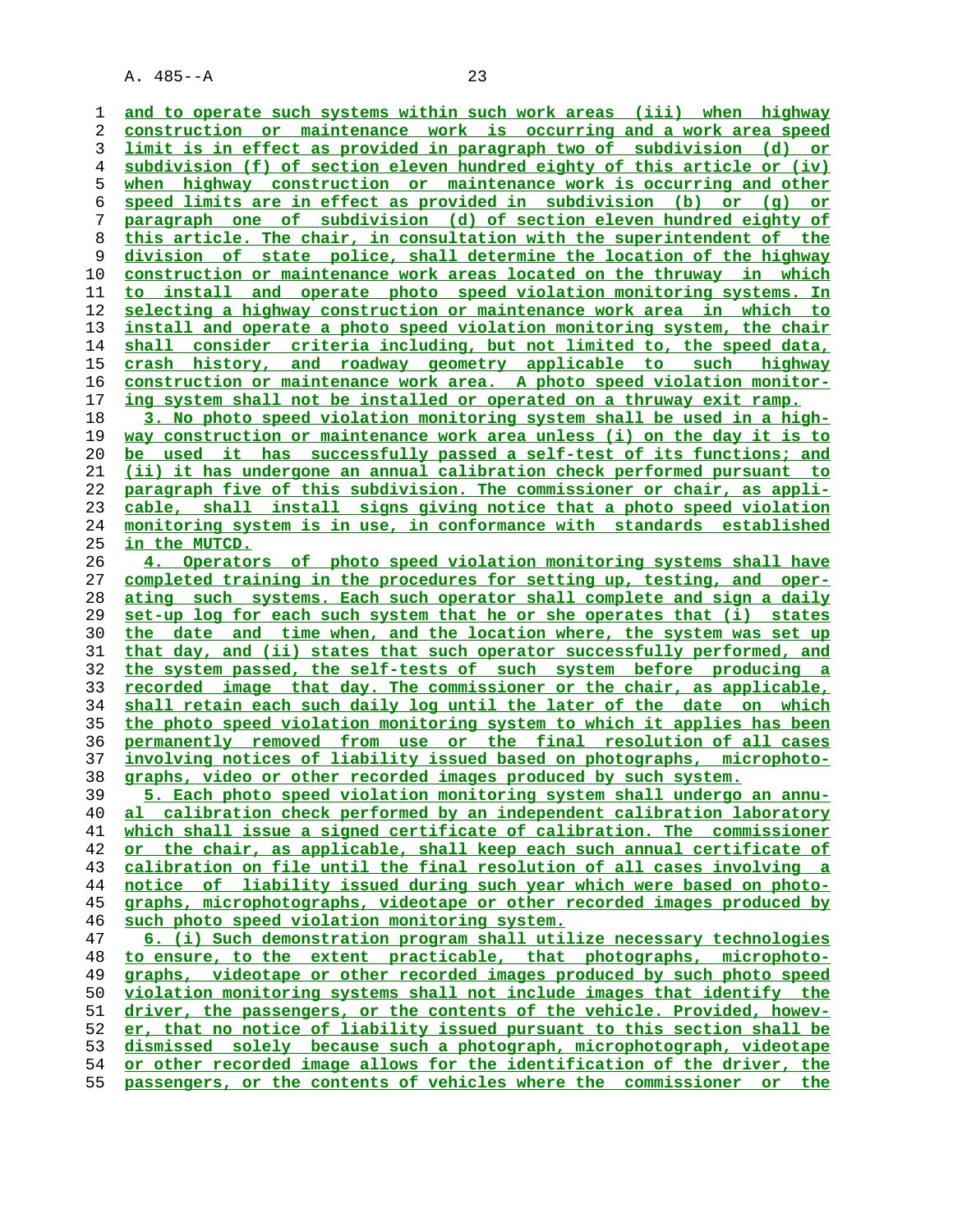and to operate such systems within such work areas (iii) when highway construction or maintenance work is occurring and a work area speed limit is in effect as provided in paragraph two of subdivision (d) or subdivision (f) of section eleven hundred eighty of this article or (iv) when highway construction or maintenance work is occurring and other speed limits are in effect as provided in subdivision (b) or (g) or paragraph one of subdivision (d) of section eleven hundred eighty of this article. The chair, in consultation with the superintendent of the division of state police, shall determine the location of the highway construction or maintenance work areas located on the thruway in which to install and operate photo speed violation monitoring systems. In selecting a highway construction or maintenance work area in which to install and operate a photo speed violation monitoring system, the chair shall consider criteria including, but not limited to, the speed data, crash history, and roadway geometry applicable to such highway construction or maintenance work area. A photo speed violation monitoring system shall not be installed or operated on a thruway exit ramp.

3. No photo speed violation monitoring system shall be used in a highway construction or maintenance work area unless (i) on the day it is to be used it has successfully passed a self-test of its functions; and (ii) it has undergone an annual calibration check performed pursuant to paragraph five of this subdivision. The commissioner or chair, as applicable, shall install signs giving notice that a photo speed violation monitoring system is in use, in conformance with standards established in the MUTCD.

4. Operators of photo speed violation monitoring systems shall have completed training in the procedures for setting up, testing, and operating such systems. Each such operator shall complete and sign a daily set-up log for each such system that he or she operates that (i) states the date and time when, and the location where, the system was set up that day, and (ii) states that such operator successfully performed, and the system passed, the self-tests of such system before producing a recorded image that day. The commissioner or the chair, as applicable, shall retain each such daily log until the later of the date on which the photo speed violation monitoring system to which it applies has been permanently removed from use or the final resolution of all cases involving notices of liability issued based on photographs, microphotographs, video or other recorded images produced by such system.

5. Each photo speed violation monitoring system shall undergo an annual calibration check performed by an independent calibration laboratory which shall issue a signed certificate of calibration. The commissioner or the chair, as applicable, shall keep each such annual certificate of calibration on file until the final resolution of all cases involving a notice of liability issued during such year which were based on photographs, microphotographs, videotape or other recorded images produced by such photo speed violation monitoring system.

6. (i) Such demonstration program shall utilize necessary technologies to ensure, to the extent practicable, that photographs, microphotographs, videotape or other recorded images produced by such photo speed violation monitoring systems shall not include images that identify the driver, the passengers, or the contents of the vehicle. Provided, however, that no notice of liability issued pursuant to this section shall be dismissed solely because such a photograph, microphotograph, videotape or other recorded image allows for the identification of the driver, the passengers, or the contents of vehicles where the commissioner or the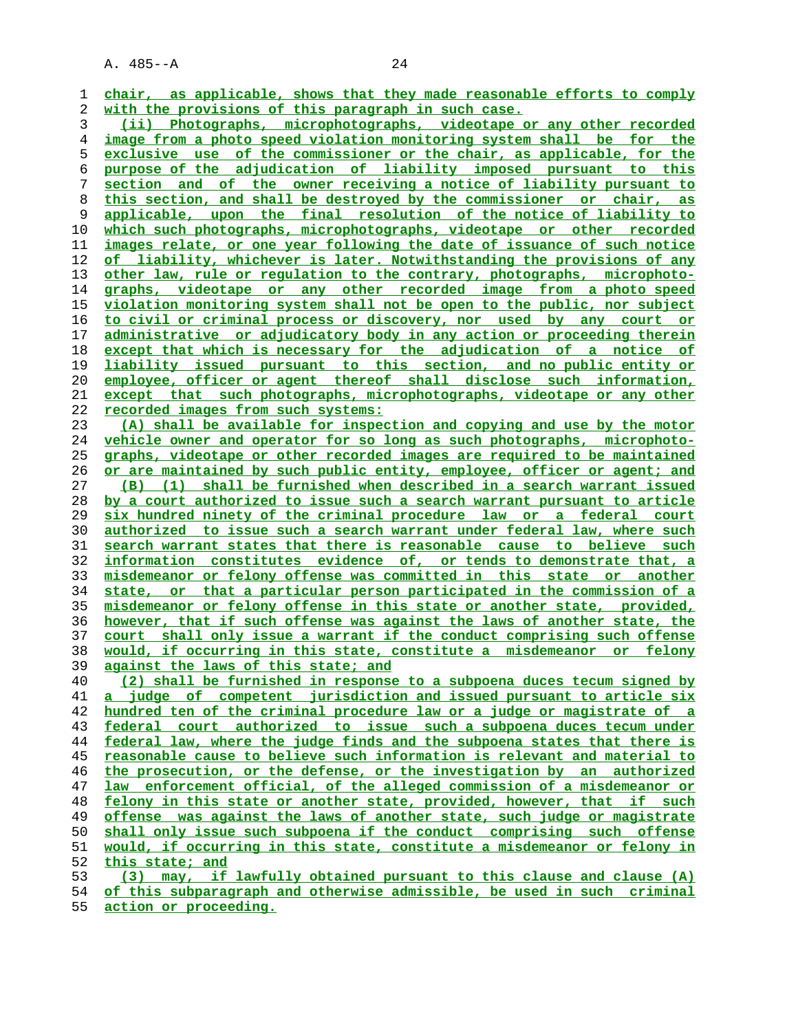chair, as applicable, shows that they made reasonable efforts to comply with the provisions of this paragraph in such case.

(ii) Photographs, microphotographs, videotape or any other recorded image from a photo speed violation monitoring system shall be for the exclusive use of the commissioner or the chair, as applicable, for the purpose of the adjudication of liability imposed pursuant to this section and of the owner receiving a notice of liability pursuant to this section, and shall be destroyed by the commissioner or chair, as applicable, upon the final resolution of the notice of liability to which such photographs, microphotographs, videotape or other recorded images relate, or one year following the date of issuance of such notice of liability, whichever is later. Notwithstanding the provisions of any other law, rule or regulation to the contrary, photographs, microphotographs, videotape or any other recorded image from a photo speed violation monitoring system shall not be open to the public, nor subject to civil or criminal process or discovery, nor used by any court or administrative or adjudicatory body in any action or proceeding therein except that which is necessary for the adjudication of a notice of liability issued pursuant to this section, and no public entity or employee, officer or agent thereof shall disclose such information, except that such photographs, microphotographs, videotape or any other recorded images from such systems:

(A) shall be available for inspection and copying and use by the motor vehicle owner and operator for so long as such photographs, microphotographs, videotape or other recorded images are required to be maintained or are maintained by such public entity, employee, officer or agent; and

(B) (1) shall be furnished when described in a search warrant issued by a court authorized to issue such a search warrant pursuant to article six hundred ninety of the criminal procedure law or a federal court authorized to issue such a search warrant under federal law, where such search warrant states that there is reasonable cause to believe such information constitutes evidence of, or tends to demonstrate that, a misdemeanor or felony offense was committed in this state or another state, or that a particular person participated in the commission of a misdemeanor or felony offense in this state or another state, provided, however, that if such offense was against the laws of another state, the court shall only issue a warrant if the conduct comprising such offense would, if occurring in this state, constitute a misdemeanor or felony against the laws of this state; and

(2) shall be furnished in response to a subpoena duces tecum signed by a judge of competent jurisdiction and issued pursuant to article six hundred ten of the criminal procedure law or a judge or magistrate of a federal court authorized to issue such a subpoena duces tecum under federal law, where the judge finds and the subpoena states that there is reasonable cause to believe such information is relevant and material to the prosecution, or the defense, or the investigation by an authorized law enforcement official, of the alleged commission of a misdemeanor or felony in this state or another state, provided, however, that if such offense was against the laws of another state, such judge or magistrate shall only issue such subpoena if the conduct comprising such offense would, if occurring in this state, constitute a misdemeanor or felony in this state; and

(3) may, if lawfully obtained pursuant to this clause and clause (A) of this subparagraph and otherwise admissible, be used in such criminal action or proceeding.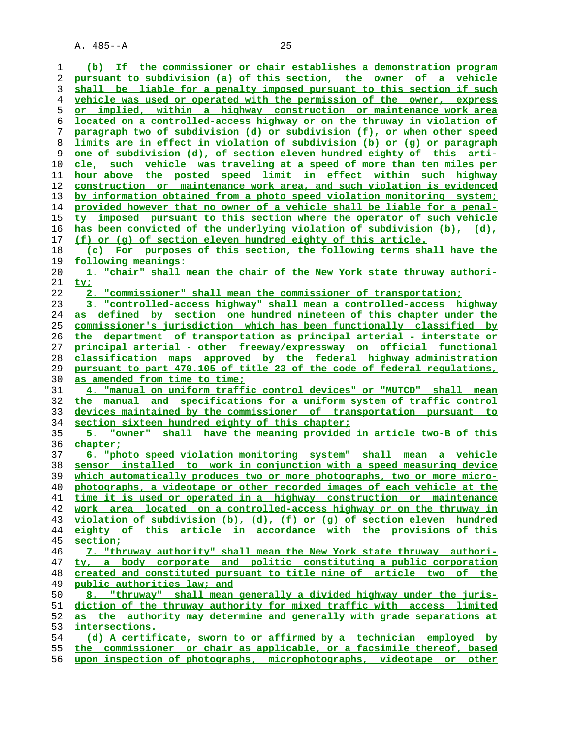(b) If the commissioner or chair establishes a demonstration program pursuant to subdivision (a) of this section, the owner of a vehicle shall be liable for a penalty imposed pursuant to this section if such vehicle was used or operated with the permission of the owner, express or implied, within a highway construction or maintenance work area located on a controlled-access highway or on the thruway in violation of paragraph two of subdivision (d) or subdivision (f), or when other speed limits are in effect in violation of subdivision (b) or (g) or paragraph one of subdivision (d), of section eleven hundred eighty of this article, such vehicle was traveling at a speed of more than ten miles per hour above the posted speed limit in effect within such highway construction or maintenance work area, and such violation is evidenced by information obtained from a photo speed violation monitoring system; provided however that no owner of a vehicle shall be liable for a penalty imposed pursuant to this section where the operator of such vehicle has been convicted of the underlying violation of subdivision (b), (d), (f) or (g) of section eleven hundred eighty of this article.

(c) For purposes of this section, the following terms shall have the following meanings:

1. "chair" shall mean the chair of the New York state thruway authority;

2. "commissioner" shall mean the commissioner of transportation;

3. "controlled-access highway" shall mean a controlled-access highway as defined by section one hundred nineteen of this chapter under the commissioner's jurisdiction which has been functionally classified by the department of transportation as principal arterial - interstate or principal arterial - other freeway/expressway on official functional classification maps approved by the federal highway administration pursuant to part 470.105 of title 23 of the code of federal regulations, as amended from time to time;

4. "manual on uniform traffic control devices" or "MUTCD" shall mean the manual and specifications for a uniform system of traffic control devices maintained by the commissioner of transportation pursuant to section sixteen hundred eighty of this chapter;

5. "owner" shall have the meaning provided in article two-B of this chapter;

6. "photo speed violation monitoring system" shall mean a vehicle sensor installed to work in conjunction with a speed measuring device which automatically produces two or more photographs, two or more microphotographs, a videotape or other recorded images of each vehicle at the time it is used or operated in a highway construction or maintenance work area located on a controlled-access highway or on the thruway in violation of subdivision (b), (d), (f) or (g) of section eleven hundred eighty of this article in accordance with the provisions of this section;

7. "thruway authority" shall mean the New York state thruway authority, a body corporate and politic constituting a public corporation created and constituted pursuant to title nine of article two of the public authorities law; and

8. "thruway" shall mean generally a divided highway under the jurisdiction of the thruway authority for mixed traffic with access limited as the authority may determine and generally with grade separations at intersections.

(d) A certificate, sworn to or affirmed by a technician employed by the commissioner or chair as applicable, or a facsimile thereof, based upon inspection of photographs, microphotographs, videotape or other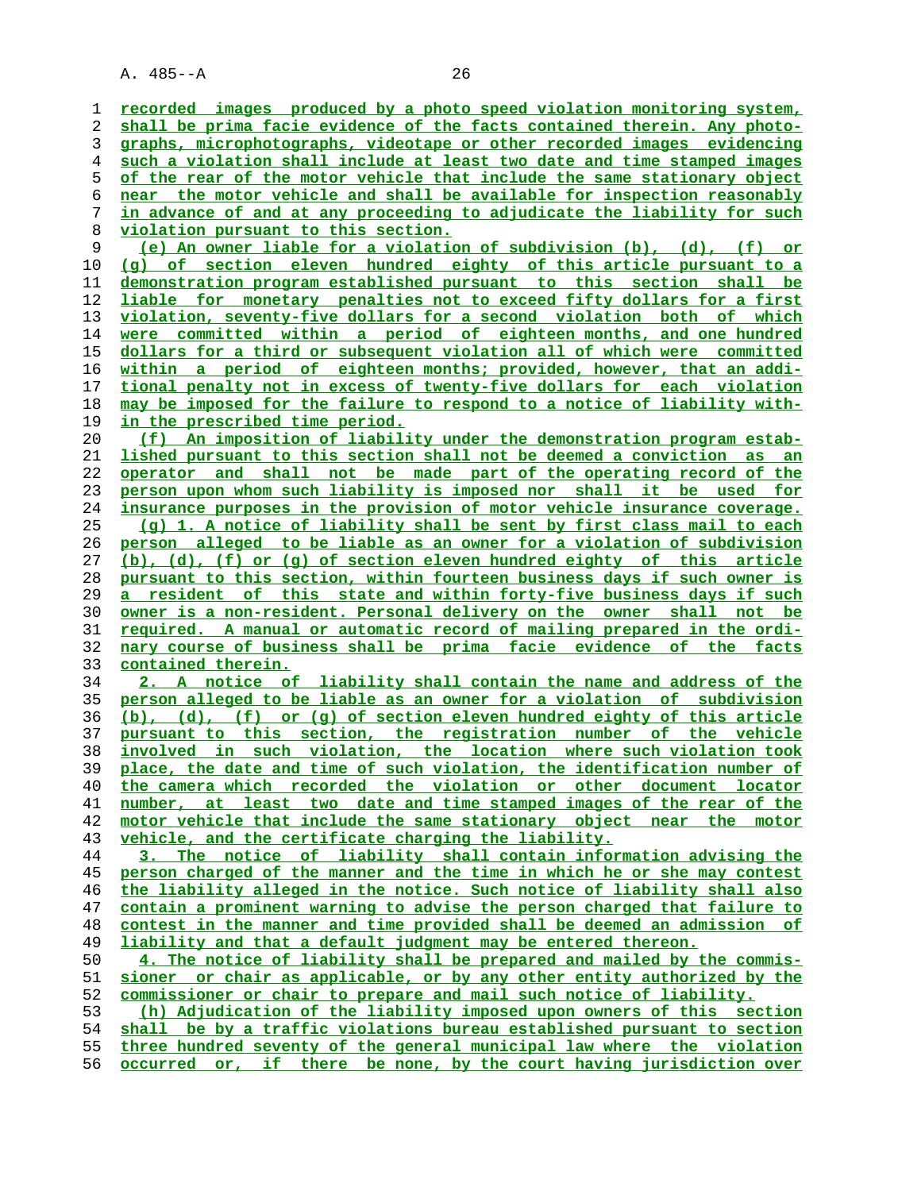recorded images produced by a photo speed violation monitoring system, shall be prima facie evidence of the facts contained therein. Any photographs, microphotographs, videotape or other recorded images evidencing such a violation shall include at least two date and time stamped images of the rear of the motor vehicle that include the same stationary object near the motor vehicle and shall be available for inspection reasonably in advance of and at any proceeding to adjudicate the liability for such violation pursuant to this section.

(e) An owner liable for a violation of subdivision (b), (d), (f) or (g) of section eleven hundred eighty of this article pursuant to a demonstration program established pursuant to this section shall be liable for monetary penalties not to exceed fifty dollars for a first violation, seventy-five dollars for a second violation both of which were committed within a period of eighteen months, and one hundred dollars for a third or subsequent violation all of which were committed within a period of eighteen months; provided, however, that an additional penalty not in excess of twenty-five dollars for each violation may be imposed for the failure to respond to a notice of liability within the prescribed time period.

(f) An imposition of liability under the demonstration program established pursuant to this section shall not be deemed a conviction as an operator and shall not be made part of the operating record of the person upon whom such liability is imposed nor shall it be used for insurance purposes in the provision of motor vehicle insurance coverage.

(g) 1. A notice of liability shall be sent by first class mail to each person alleged to be liable as an owner for a violation of subdivision (b), (d), (f) or (g) of section eleven hundred eighty of this article pursuant to this section, within fourteen business days if such owner is a resident of this state and within forty-five business days if such owner is a non-resident. Personal delivery on the owner shall not be required. A manual or automatic record of mailing prepared in the ordinary course of business shall be prima facie evidence of the facts contained therein.

2. A notice of liability shall contain the name and address of the person alleged to be liable as an owner for a violation of subdivision (b), (d), (f) or (g) of section eleven hundred eighty of this article pursuant to this section, the registration number of the vehicle involved in such violation, the location where such violation took place, the date and time of such violation, the identification number of the camera which recorded the violation or other document locator number, at least two date and time stamped images of the rear of the motor vehicle that include the same stationary object near the motor vehicle, and the certificate charging the liability.

3. The notice of liability shall contain information advising the person charged of the manner and the time in which he or she may contest the liability alleged in the notice. Such notice of liability shall also contain a prominent warning to advise the person charged that failure to contest in the manner and time provided shall be deemed an admission of liability and that a default judgment may be entered thereon.

4. The notice of liability shall be prepared and mailed by the commissioner or chair as applicable, or by any other entity authorized by the commissioner or chair to prepare and mail such notice of liability.

(h) Adjudication of the liability imposed upon owners of this section shall be by a traffic violations bureau established pursuant to section three hundred seventy of the general municipal law where the violation occurred or, if there be none, by the court having jurisdiction over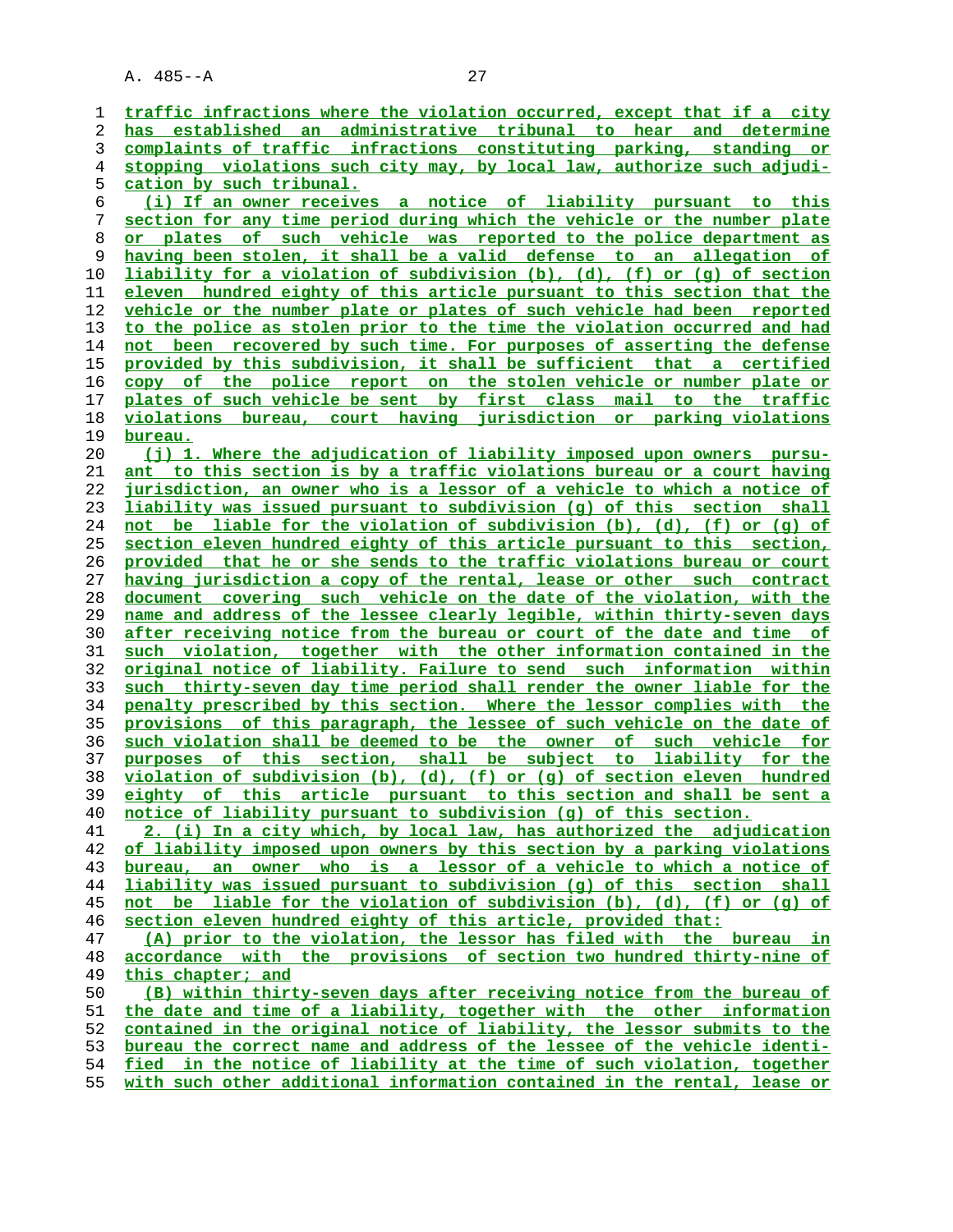traffic infractions where the violation occurred, except that if a city has established an administrative tribunal to hear and determine complaints of traffic infractions constituting parking, standing or stopping violations such city may, by local law, authorize such adjudication by such tribunal.

(i) If an owner receives a notice of liability pursuant to this section for any time period during which the vehicle or the number plate or plates of such vehicle was reported to the police department as having been stolen, it shall be a valid defense to an allegation of liability for a violation of subdivision (b), (d), (f) or (g) of section eleven hundred eighty of this article pursuant to this section that the vehicle or the number plate or plates of such vehicle had been reported to the police as stolen prior to the time the violation occurred and had not been recovered by such time. For purposes of asserting the defense provided by this subdivision, it shall be sufficient that a certified copy of the police report on the stolen vehicle or number plate or plates of such vehicle be sent by first class mail to the traffic violations bureau, court having jurisdiction or parking violations bureau.

(j) 1. Where the adjudication of liability imposed upon owners pursuant to this section is by a traffic violations bureau or a court having jurisdiction, an owner who is a lessor of a vehicle to which a notice of liability was issued pursuant to subdivision (g) of this section shall not be liable for the violation of subdivision (b), (d), (f) or (g) of section eleven hundred eighty of this article pursuant to this section, provided that he or she sends to the traffic violations bureau or court having jurisdiction a copy of the rental, lease or other such contract document covering such vehicle on the date of the violation, with the name and address of the lessee clearly legible, within thirty-seven days after receiving notice from the bureau or court of the date and time of such violation, together with the other information contained in the original notice of liability. Failure to send such information within such thirty-seven day time period shall render the owner liable for the penalty prescribed by this section. Where the lessor complies with the provisions of this paragraph, the lessee of such vehicle on the date of such violation shall be deemed to be the owner of such vehicle for purposes of this section, shall be subject to liability for the violation of subdivision (b), (d), (f) or (g) of section eleven hundred eighty of this article pursuant to this section and shall be sent a notice of liability pursuant to subdivision (g) of this section.

2. (i) In a city which, by local law, has authorized the adjudication of liability imposed upon owners by this section by a parking violations bureau, an owner who is a lessor of a vehicle to which a notice of liability was issued pursuant to subdivision (g) of this section shall not be liable for the violation of subdivision (b), (d), (f) or (g) of section eleven hundred eighty of this article, provided that:

(A) prior to the violation, the lessor has filed with the bureau in accordance with the provisions of section two hundred thirty-nine of this chapter; and

(B) within thirty-seven days after receiving notice from the bureau of the date and time of a liability, together with the other information contained in the original notice of liability, the lessor submits to the bureau the correct name and address of the lessee of the vehicle identified in the notice of liability at the time of such violation, together with such other additional information contained in the rental, lease or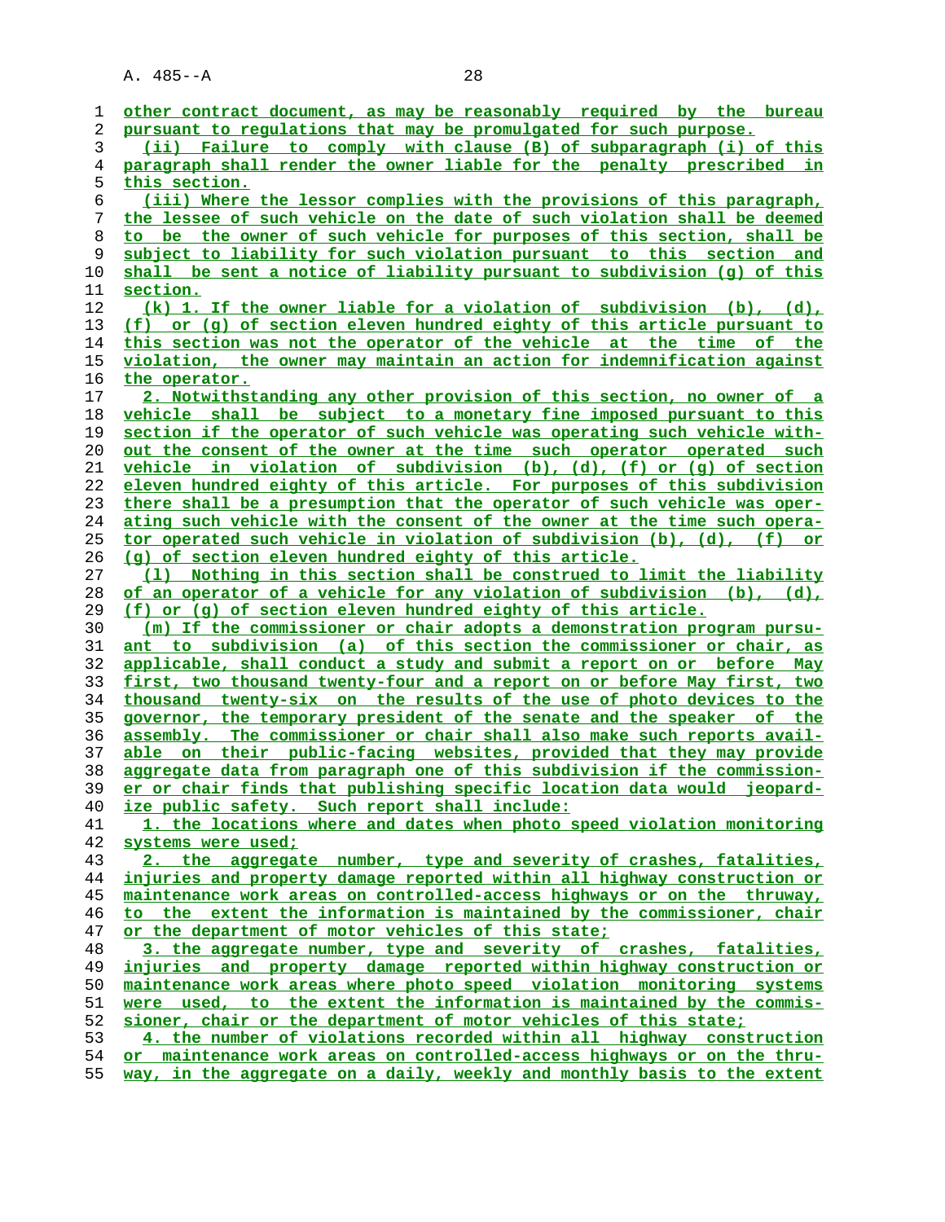other contract document, as may be reasonably required by the bureau pursuant to regulations that may be promulgated for such purpose.

(ii) Failure to comply with clause (B) of subparagraph (i) of this paragraph shall render the owner liable for the penalty prescribed in this section.

(iii) Where the lessor complies with the provisions of this paragraph, the lessee of such vehicle on the date of such violation shall be deemed to be the owner of such vehicle for purposes of this section, shall be subject to liability for such violation pursuant to this section and shall be sent a notice of liability pursuant to subdivision (g) of this section.

(k) 1. If the owner liable for a violation of subdivision (b), (d), (f) or (g) of section eleven hundred eighty of this article pursuant to this section was not the operator of the vehicle at the time of the violation, the owner may maintain an action for indemnification against the operator.

2. Notwithstanding any other provision of this section, no owner of a vehicle shall be subject to a monetary fine imposed pursuant to this section if the operator of such vehicle was operating such vehicle without the consent of the owner at the time such operator operated such vehicle in violation of subdivision (b), (d), (f) or (g) of section eleven hundred eighty of this article. For purposes of this subdivision there shall be a presumption that the operator of such vehicle was operating such vehicle with the consent of the owner at the time such operator operated such vehicle in violation of subdivision (b), (d), (f) or (g) of section eleven hundred eighty of this article.

(l) Nothing in this section shall be construed to limit the liability of an operator of a vehicle for any violation of subdivision (b), (d), (f) or (g) of section eleven hundred eighty of this article.

(m) If the commissioner or chair adopts a demonstration program pursuant to subdivision (a) of this section the commissioner or chair, as applicable, shall conduct a study and submit a report on or before May first, two thousand twenty-four and a report on or before May first, two thousand twenty-six on the results of the use of photo devices to the governor, the temporary president of the senate and the speaker of the assembly. The commissioner or chair shall also make such reports available on their public-facing websites, provided that they may provide aggregate data from paragraph one of this subdivision if the commissioner or chair finds that publishing specific location data would jeopardize public safety. Such report shall include:

1. the locations where and dates when photo speed violation monitoring systems were used;

2. the aggregate number, type and severity of crashes, fatalities, injuries and property damage reported within all highway construction or maintenance work areas on controlled-access highways or on the thruway, to the extent the information is maintained by the commissioner, chair or the department of motor vehicles of this state;

3. the aggregate number, type and severity of crashes, fatalities, injuries and property damage reported within highway construction or maintenance work areas where photo speed violation monitoring systems were used, to the extent the information is maintained by the commissioner, chair or the department of motor vehicles of this state;

4. the number of violations recorded within all highway construction or maintenance work areas on controlled-access highways or on the thruway, in the aggregate on a daily, weekly and monthly basis to the extent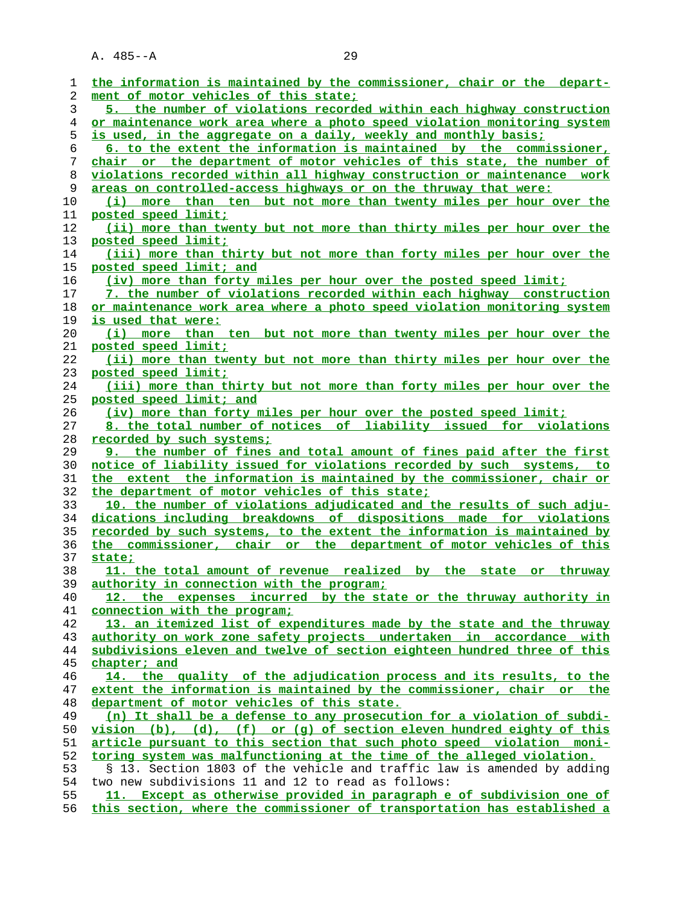the information is maintained by the commissioner, chair or the department of motor vehicles of this state;

5. the number of violations recorded within each highway construction or maintenance work area where a photo speed violation monitoring system is used, in the aggregate on a daily, weekly and monthly basis;

6. to the extent the information is maintained by the commissioner, chair or the department of motor vehicles of this state, the number of violations recorded within all highway construction or maintenance work areas on controlled-access highways or on the thruway that were:

(i) more than ten but not more than twenty miles per hour over the posted speed limit;

(ii) more than twenty but not more than thirty miles per hour over the posted speed limit;

(iii) more than thirty but not more than forty miles per hour over the posted speed limit; and

(iv) more than forty miles per hour over the posted speed limit;

7. the number of violations recorded within each highway construction or maintenance work area where a photo speed violation monitoring system is used that were:

(i) more than ten but not more than twenty miles per hour over the posted speed limit;

(ii) more than twenty but not more than thirty miles per hour over the posted speed limit;

(iii) more than thirty but not more than forty miles per hour over the posted speed limit; and

(iv) more than forty miles per hour over the posted speed limit;

8. the total number of notices of liability issued for violations recorded by such systems;

9. the number of fines and total amount of fines paid after the first notice of liability issued for violations recorded by such systems, to the extent the information is maintained by the commissioner, chair or the department of motor vehicles of this state;

10. the number of violations adjudicated and the results of such adjudications including breakdowns of dispositions made for violations recorded by such systems, to the extent the information is maintained by the commissioner, chair or the department of motor vehicles of this state;

11. the total amount of revenue realized by the state or thruway authority in connection with the program;

12. the expenses incurred by the state or the thruway authority in connection with the program;

13. an itemized list of expenditures made by the state and the thruway authority on work zone safety projects undertaken in accordance with subdivisions eleven and twelve of section eighteen hundred three of this chapter; and

14. the quality of the adjudication process and its results, to the extent the information is maintained by the commissioner, chair or the department of motor vehicles of this state.

(n) It shall be a defense to any prosecution for a violation of subdivision (b), (d), (f) or (g) of section eleven hundred eighty of this article pursuant to this section that such photo speed violation monitoring system was malfunctioning at the time of the alleged violation.

§ 13. Section 1803 of the vehicle and traffic law is amended by adding two new subdivisions 11 and 12 to read as follows:

11. Except as otherwise provided in paragraph e of subdivision one of this section, where the commissioner of transportation has established a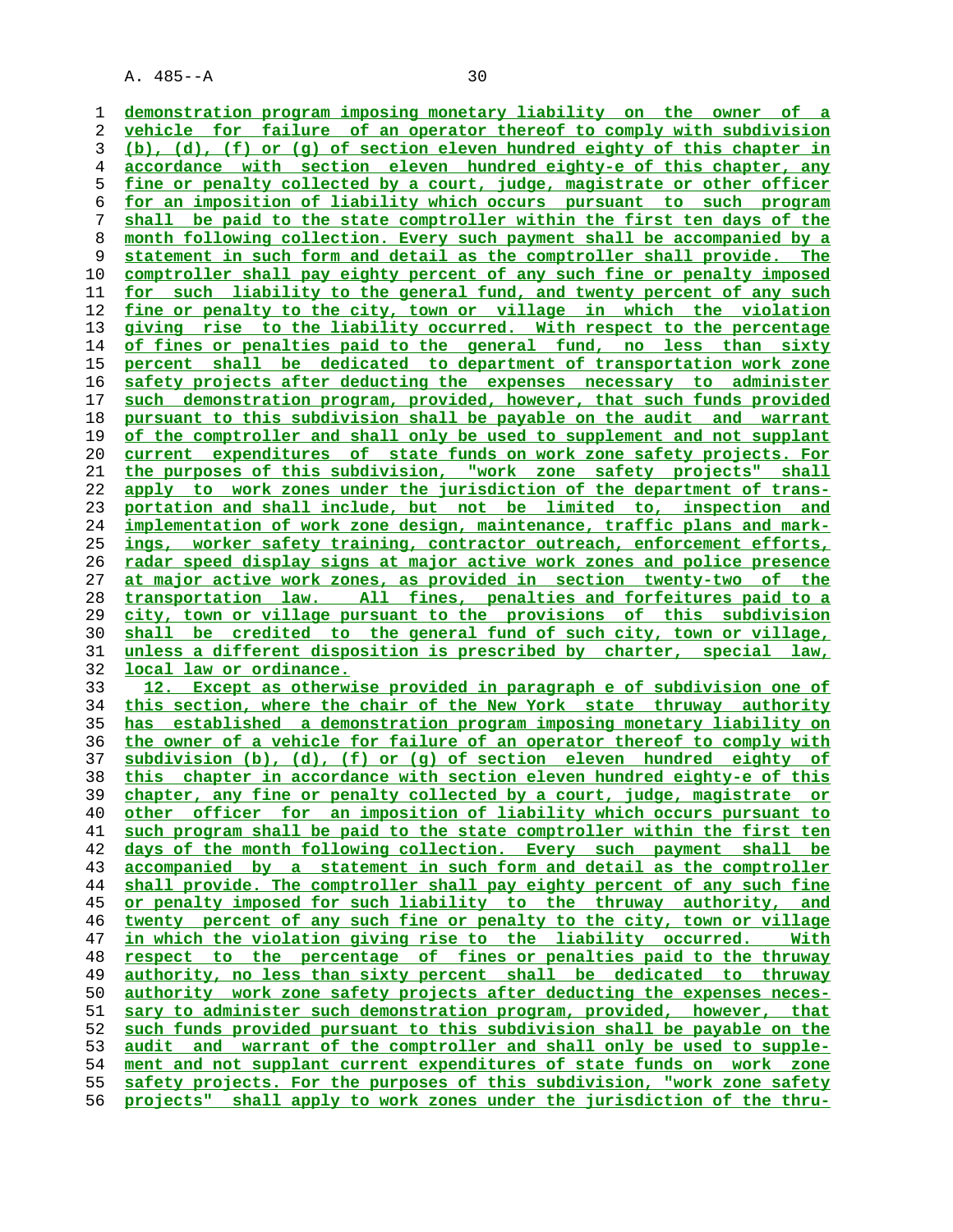demonstration program imposing monetary liability on the owner of a vehicle for failure of an operator thereof to comply with subdivision (b), (d), (f) or (g) of section eleven hundred eighty of this chapter in accordance with section eleven hundred eighty-e of this chapter, any fine or penalty collected by a court, judge, magistrate or other officer for an imposition of liability which occurs pursuant to such program shall be paid to the state comptroller within the first ten days of the month following collection. Every such payment shall be accompanied by a statement in such form and detail as the comptroller shall provide. The comptroller shall pay eighty percent of any such fine or penalty imposed for such liability to the general fund, and twenty percent of any such fine or penalty to the city, town or village in which the violation giving rise to the liability occurred. With respect to the percentage of fines or penalties paid to the general fund, no less than sixty percent shall be dedicated to department of transportation work zone safety projects after deducting the expenses necessary to administer such demonstration program, provided, however, that such funds provided pursuant to this subdivision shall be payable on the audit and warrant of the comptroller and shall only be used to supplement and not supplant current expenditures of state funds on work zone safety projects. For the purposes of this subdivision, "work zone safety projects" shall apply to work zones under the jurisdiction of the department of transportation and shall include, but not be limited to, inspection and implementation of work zone design, maintenance, traffic plans and markings, worker safety training, contractor outreach, enforcement efforts, radar speed display signs at major active work zones and police presence at major active work zones, as provided in section twenty-two of the transportation law. All fines, penalties and forfeitures paid to a city, town or village pursuant to the provisions of this subdivision shall be credited to the general fund of such city, town or village, unless a different disposition is prescribed by charter, special law, local law or ordinance.

12. Except as otherwise provided in paragraph e of subdivision one of this section, where the chair of the New York state thruway authority has established a demonstration program imposing monetary liability on the owner of a vehicle for failure of an operator thereof to comply with subdivision (b), (d), (f) or (g) of section eleven hundred eighty of this chapter in accordance with section eleven hundred eighty-e of this chapter, any fine or penalty collected by a court, judge, magistrate or other officer for an imposition of liability which occurs pursuant to such program shall be paid to the state comptroller within the first ten days of the month following collection. Every such payment shall be accompanied by a statement in such form and detail as the comptroller shall provide. The comptroller shall pay eighty percent of any such fine or penalty imposed for such liability to the thruway authority, and twenty percent of any such fine or penalty to the city, town or village in which the violation giving rise to the liability occurred. With respect to the percentage of fines or penalties paid to the thruway authority, no less than sixty percent shall be dedicated to thruway authority work zone safety projects after deducting the expenses necessary to administer such demonstration program, provided, however, that such funds provided pursuant to this subdivision shall be payable on the audit and warrant of the comptroller and shall only be used to supplement and not supplant current expenditures of state funds on work zone safety projects. For the purposes of this subdivision, "work zone safety projects" shall apply to work zones under the jurisdiction of the thru-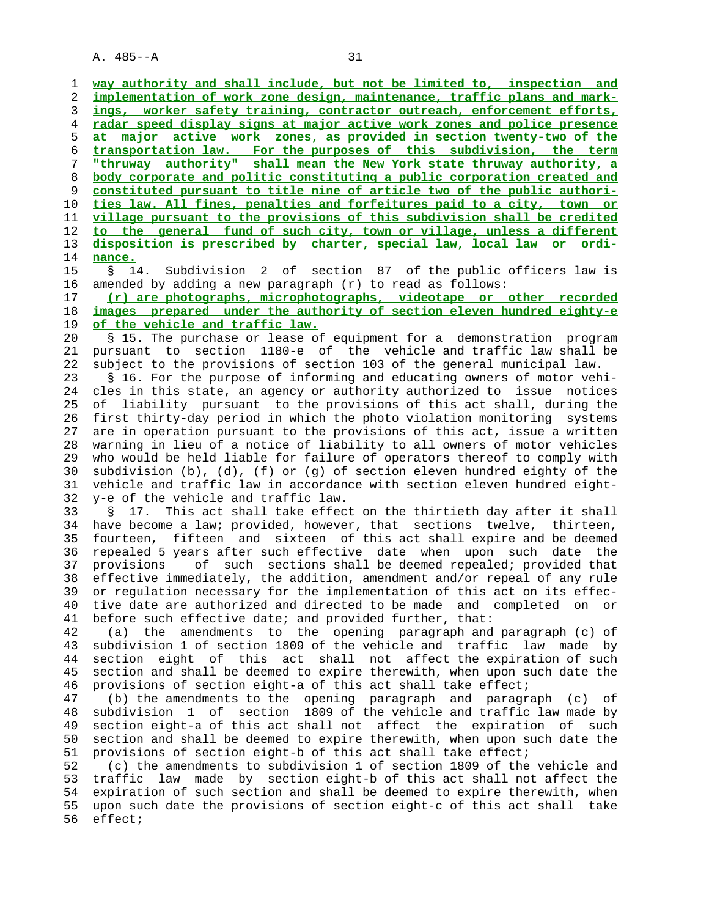way authority and shall include, but not be limited to, inspection and implementation of work zone design, maintenance, traffic plans and markings, worker safety training, contractor outreach, enforcement efforts, radar speed display signs at major active work zones and police presence at major active work zones, as provided in section twenty-two of the transportation law. For the purposes of this subdivision, the term "thruway authority" shall mean the New York state thruway authority, a body corporate and politic constituting a public corporation created and constituted pursuant to title nine of article two of the public authorities law. All fines, penalties and forfeitures paid to a city, town or village pursuant to the provisions of this subdivision shall be credited to the general fund of such city, town or village, unless a different disposition is prescribed by charter, special law, local law or ordinance.

§ 14. Subdivision 2 of section 87 of the public officers law is amended by adding a new paragraph (r) to read as follows:

(r) are photographs, microphotographs, videotape or other recorded images prepared under the authority of section eleven hundred eighty-e of the vehicle and traffic law.

§ 15. The purchase or lease of equipment for a demonstration program pursuant to section 1180-e of the vehicle and traffic law shall be subject to the provisions of section 103 of the general municipal law.

§ 16. For the purpose of informing and educating owners of motor vehicles in this state, an agency or authority authorized to issue notices of liability pursuant to the provisions of this act shall, during the first thirty-day period in which the photo violation monitoring systems are in operation pursuant to the provisions of this act, issue a written warning in lieu of a notice of liability to all owners of motor vehicles who would be held liable for failure of operators thereof to comply with subdivision (b), (d), (f) or (g) of section eleven hundred eighty of the vehicle and traffic law in accordance with section eleven hundred eighty-e of the vehicle and traffic law.

§ 17. This act shall take effect on the thirtieth day after it shall have become a law; provided, however, that sections twelve, thirteen, fourteen, fifteen and sixteen of this act shall expire and be deemed repealed 5 years after such effective date when upon such date the provisions of such sections shall be deemed repealed; provided that effective immediately, the addition, amendment and/or repeal of any rule or regulation necessary for the implementation of this act on its effective date are authorized and directed to be made and completed on or before such effective date; and provided further, that:

(a) the amendments to the opening paragraph and paragraph (c) of subdivision 1 of section 1809 of the vehicle and traffic law made by section eight of this act shall not affect the expiration of such section and shall be deemed to expire therewith, when upon such date the provisions of section eight-a of this act shall take effect;

(b) the amendments to the opening paragraph and paragraph (c) of subdivision 1 of section 1809 of the vehicle and traffic law made by section eight-a of this act shall not affect the expiration of such section and shall be deemed to expire therewith, when upon such date the provisions of section eight-b of this act shall take effect;

(c) the amendments to subdivision 1 of section 1809 of the vehicle and traffic law made by section eight-b of this act shall not affect the expiration of such section and shall be deemed to expire therewith, when upon such date the provisions of section eight-c of this act shall take effect;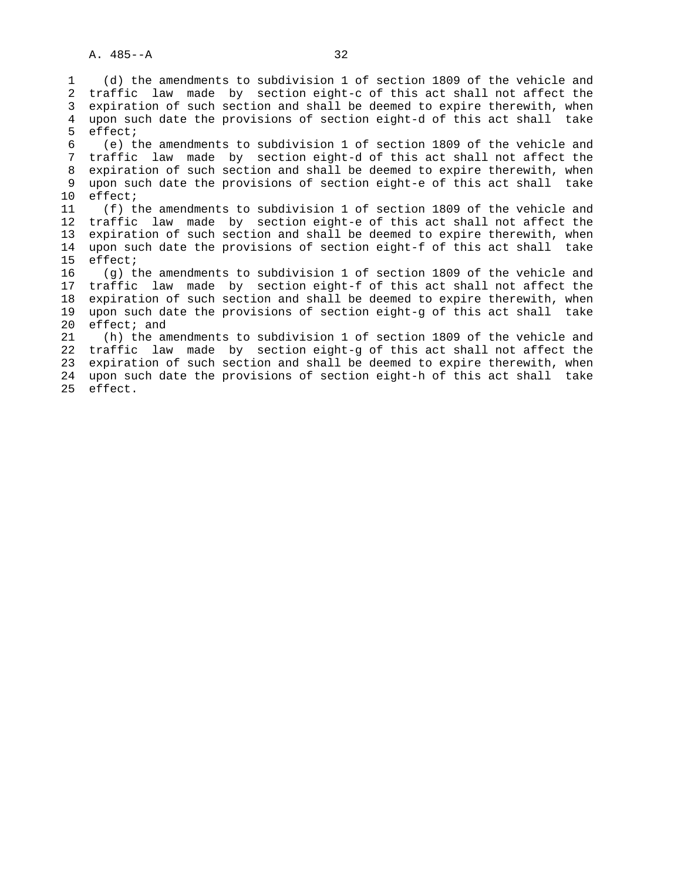(d) the amendments to subdivision 1 of section 1809 of the vehicle and traffic law made by section eight-c of this act shall not affect the expiration of such section and shall be deemed to expire therewith, when upon such date the provisions of section eight-d of this act shall take effect;

(e) the amendments to subdivision 1 of section 1809 of the vehicle and traffic law made by section eight-d of this act shall not affect the expiration of such section and shall be deemed to expire therewith, when upon such date the provisions of section eight-e of this act shall take effect;

(f) the amendments to subdivision 1 of section 1809 of the vehicle and traffic law made by section eight-e of this act shall not affect the expiration of such section and shall be deemed to expire therewith, when upon such date the provisions of section eight-f of this act shall take effect;

(g) the amendments to subdivision 1 of section 1809 of the vehicle and traffic law made by section eight-f of this act shall not affect the expiration of such section and shall be deemed to expire therewith, when upon such date the provisions of section eight-g of this act shall take effect; and

(h) the amendments to subdivision 1 of section 1809 of the vehicle and traffic law made by section eight-g of this act shall not affect the expiration of such section and shall be deemed to expire therewith, when upon such date the provisions of section eight-h of this act shall take effect.